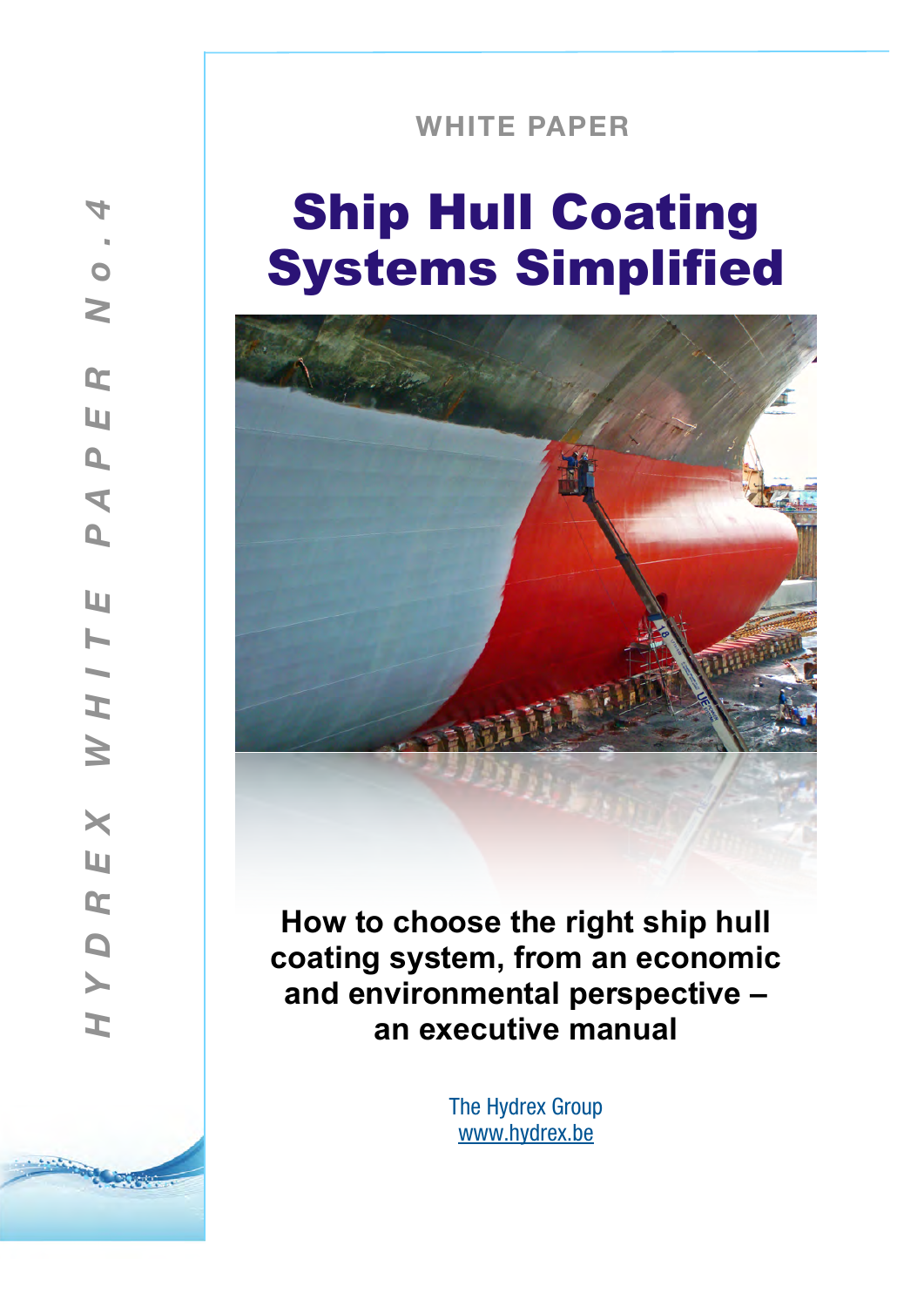WHITE PAPER

# Ship Hull Coating Systems Simplified

**How to choose the right ship hull coating system, from an economic and environmental perspective – an executive manual**

The Hydrex Group
www.hydrex.be

HYDREX WHITE PAPER No. 4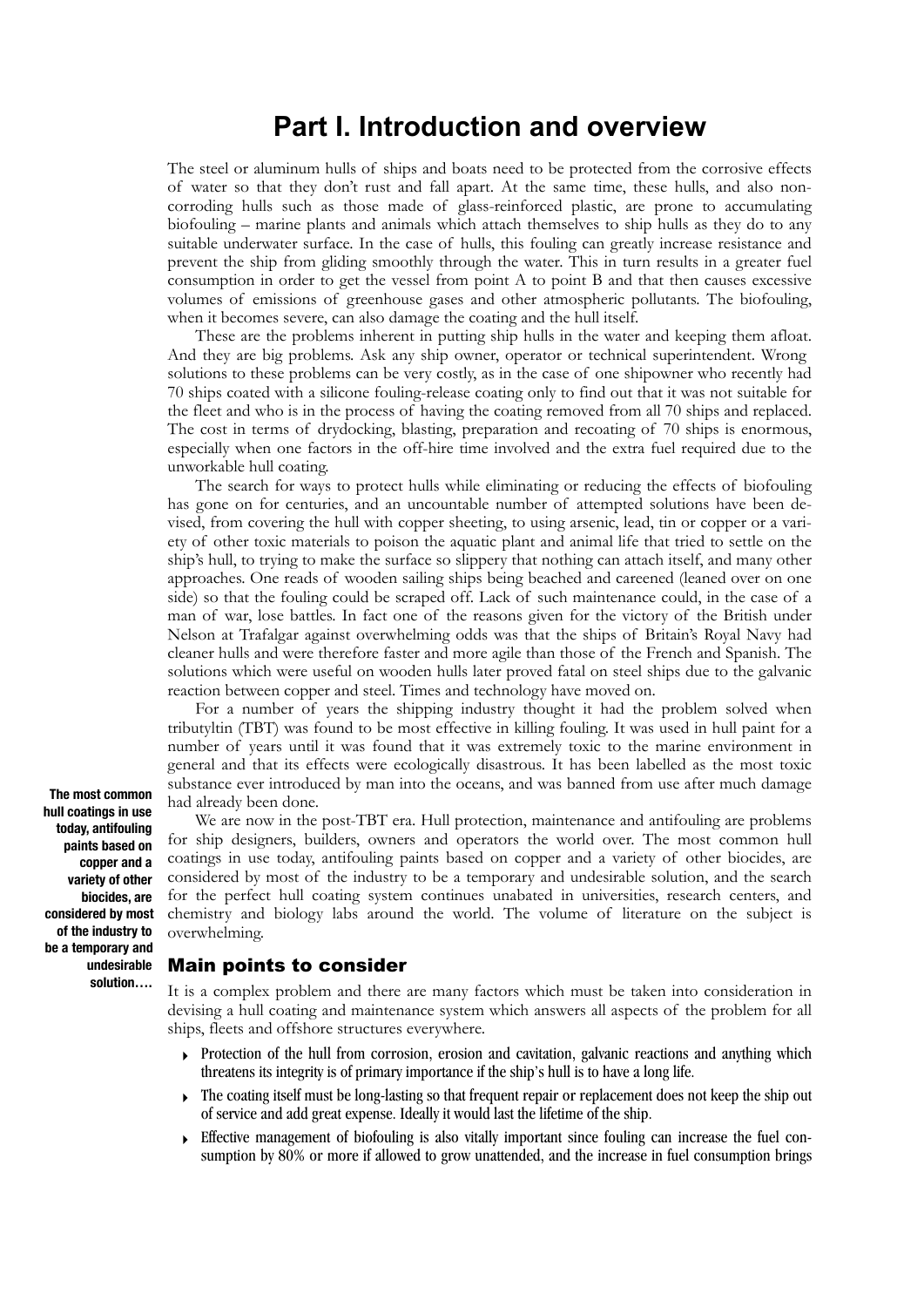# Part I. Introduction and overview

The steel or aluminum hulls of ships and boats need to be protected from the corrosive effects of water so that they don't rust and fall apart. At the same time, these hulls, and also non-corroding hulls such as those made of glass-reinforced plastic, are prone to accumulating biofouling – marine plants and animals which attach themselves to ship hulls as they do to any suitable underwater surface. In the case of hulls, this fouling can greatly increase resistance and prevent the ship from gliding smoothly through the water. This in turn results in a greater fuel consumption in order to get the vessel from point A to point B and that then causes excessive volumes of emissions of greenhouse gases and other atmospheric pollutants. The biofouling, when it becomes severe, can also damage the coating and the hull itself.

These are the problems inherent in putting ship hulls in the water and keeping them afloat. And they are big problems. Ask any ship owner, operator or technical superintendent. Wrong solutions to these problems can be very costly, as in the case of one shipowner who recently had 70 ships coated with a silicone fouling-release coating only to find out that it was not suitable for the fleet and who is in the process of having the coating removed from all 70 ships and replaced. The cost in terms of drydocking, blasting, preparation and recoating of 70 ships is enormous, especially when one factors in the off-hire time involved and the extra fuel required due to the unworkable hull coating.

The search for ways to protect hulls while eliminating or reducing the effects of biofouling has gone on for centuries, and an uncountable number of attempted solutions have been devised, from covering the hull with copper sheeting, to using arsenic, lead, tin or copper or a variety of other toxic materials to poison the aquatic plant and animal life that tried to settle on the ship's hull, to trying to make the surface so slippery that nothing can attach itself, and many other approaches. One reads of wooden sailing ships being beached and careened (leaned over on one side) so that the fouling could be scraped off. Lack of such maintenance could, in the case of a man of war, lose battles. In fact one of the reasons given for the victory of the British under Nelson at Trafalgar against overwhelming odds was that the ships of Britain's Royal Navy had cleaner hulls and were therefore faster and more agile than those of the French and Spanish. The solutions which were useful on wooden hulls later proved fatal on steel ships due to the galvanic reaction between copper and steel. Times and technology have moved on.

For a number of years the shipping industry thought it had the problem solved when tributyltin (TBT) was found to be most effective in killing fouling. It was used in hull paint for a number of years until it was found that it was extremely toxic to the marine environment in general and that its effects were ecologically disastrous. It has been labelled as the most toxic substance ever introduced by man into the oceans, and was banned from use after much damage had already been done.

**The most common hull coatings in use today, antifouling paints based on copper and a variety of other biocides, are considered by most of the industry to be a temporary and undesirable solution….**

We are now in the post-TBT era. Hull protection, maintenance and antifouling are problems for ship designers, builders, owners and operators the world over. The most common hull coatings in use today, antifouling paints based on copper and a variety of other biocides, are considered by most of the industry to be a temporary and undesirable solution, and the search for the perfect hull coating system continues unabated in universities, research centers, and chemistry and biology labs around the world. The volume of literature on the subject is overwhelming.

## Main points to consider

It is a complex problem and there are many factors which must be taken into consideration in devising a hull coating and maintenance system which answers all aspects of the problem for all ships, fleets and offshore structures everywhere.

- Protection of the hull from corrosion, erosion and cavitation, galvanic reactions and anything which threatens its integrity is of primary importance if the ship's hull is to have a long life.
- The coating itself must be long-lasting so that frequent repair or replacement does not keep the ship out of service and add great expense. Ideally it would last the lifetime of the ship.
- Effective management of biofouling is also vitally important since fouling can increase the fuel consumption by 80% or more if allowed to grow unattended, and the increase in fuel consumption brings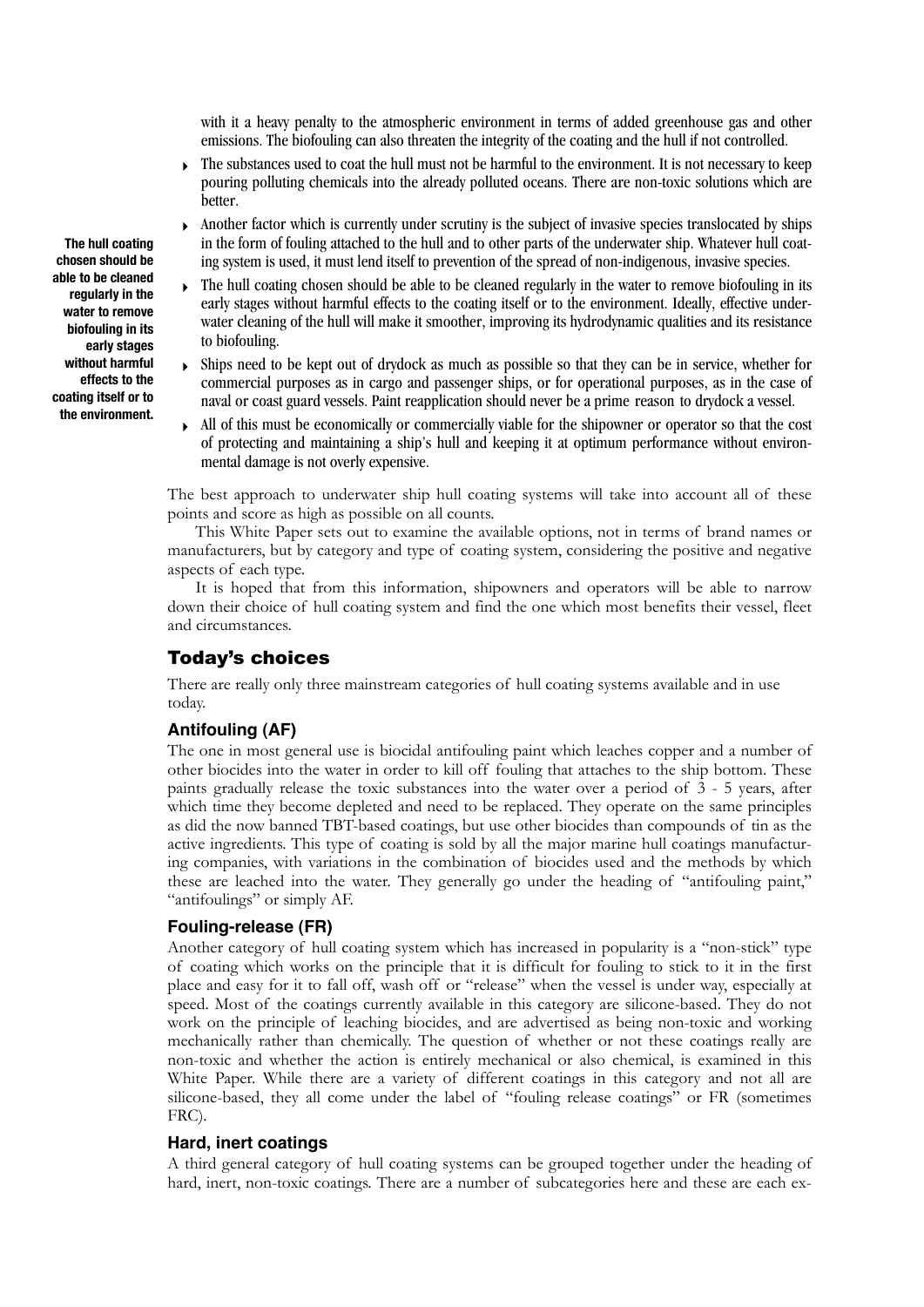with it a heavy penalty to the atmospheric environment in terms of added greenhouse gas and other emissions. The biofouling can also threaten the integrity of the coating and the hull if not controlled.

- The substances used to coat the hull must not be harmful to the environment. It is not necessary to keep pouring polluting chemicals into the already polluted oceans. There are non-toxic solutions which are better.
- Another factor which is currently under scrutiny is the subject of invasive species translocated by ships in the form of fouling attached to the hull and to other parts of the underwater ship. Whatever hull coating system is used, it must lend itself to prevention of the spread of non-indigenous, invasive species.
- The hull coating chosen should be able to be cleaned regularly in the water to remove biofouling in its early stages without harmful effects to the coating itself or to the environment. Ideally, effective underwater cleaning of the hull will make it smoother, improving its hydrodynamic qualities and its resistance to biofouling.
- Ships need to be kept out of drydock as much as possible so that they can be in service, whether for commercial purposes as in cargo and passenger ships, or for operational purposes, as in the case of naval or coast guard vessels. Paint reapplication should never be a prime reason to drydock a vessel.
- All of this must be economically or commercially viable for the shipowner or operator so that the cost of protecting and maintaining a ship's hull and keeping it at optimum performance without environmental damage is not overly expensive.

**The hull coating chosen should be able to be cleaned regularly in the water to remove biofouling in its early stages without harmful effects to the coating itself or to the environment.**

The best approach to underwater ship hull coating systems will take into account all of these points and score as high as possible on all counts.

This White Paper sets out to examine the available options, not in terms of brand names or manufacturers, but by category and type of coating system, considering the positive and negative aspects of each type.

It is hoped that from this information, shipowners and operators will be able to narrow down their choice of hull coating system and find the one which most benefits their vessel, fleet and circumstances.

## Today's choices

There are really only three mainstream categories of hull coating systems available and in use today.

### Antifouling (AF)

The one in most general use is biocidal antifouling paint which leaches copper and a number of other biocides into the water in order to kill off fouling that attaches to the ship bottom. These paints gradually release the toxic substances into the water over a period of 3 - 5 years, after which time they become depleted and need to be replaced. They operate on the same principles as did the now banned TBT-based coatings, but use other biocides than compounds of tin as the active ingredients. This type of coating is sold by all the major marine hull coatings manufacturing companies, with variations in the combination of biocides used and the methods by which these are leached into the water. They generally go under the heading of "antifouling paint," "antifoulings" or simply AF.

### Fouling-release (FR)

Another category of hull coating system which has increased in popularity is a "non-stick" type of coating which works on the principle that it is difficult for fouling to stick to it in the first place and easy for it to fall off, wash off or "release" when the vessel is under way, especially at speed. Most of the coatings currently available in this category are silicone-based. They do not work on the principle of leaching biocides, and are advertised as being non-toxic and working mechanically rather than chemically. The question of whether or not these coatings really are non-toxic and whether the action is entirely mechanical or also chemical, is examined in this White Paper. While there are a variety of different coatings in this category and not all are silicone-based, they all come under the label of "fouling release coatings" or FR (sometimes FRC).

### Hard, inert coatings

A third general category of hull coating systems can be grouped together under the heading of hard, inert, non-toxic coatings. There are a number of subcategories here and these are each ex-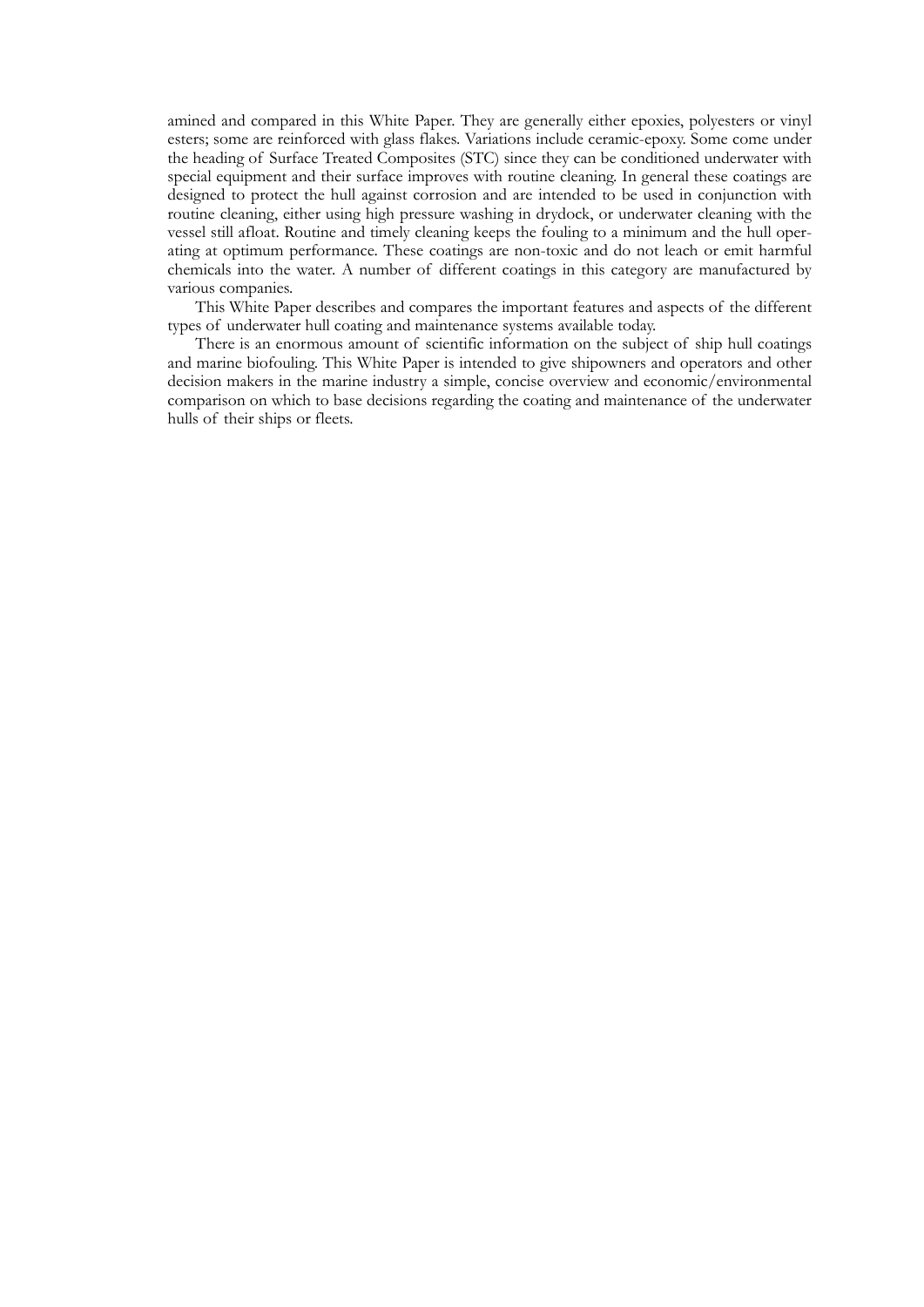amined and compared in this White Paper. They are generally either epoxies, polyesters or vinyl esters; some are reinforced with glass flakes. Variations include ceramic-epoxy. Some come under the heading of Surface Treated Composites (STC) since they can be conditioned underwater with special equipment and their surface improves with routine cleaning. In general these coatings are designed to protect the hull against corrosion and are intended to be used in conjunction with routine cleaning, either using high pressure washing in drydock, or underwater cleaning with the vessel still afloat. Routine and timely cleaning keeps the fouling to a minimum and the hull operating at optimum performance. These coatings are non-toxic and do not leach or emit harmful chemicals into the water. A number of different coatings in this category are manufactured by various companies.

This White Paper describes and compares the important features and aspects of the different types of underwater hull coating and maintenance systems available today.

There is an enormous amount of scientific information on the subject of ship hull coatings and marine biofouling. This White Paper is intended to give shipowners and operators and other decision makers in the marine industry a simple, concise overview and economic/environmental comparison on which to base decisions regarding the coating and maintenance of the underwater hulls of their ships or fleets.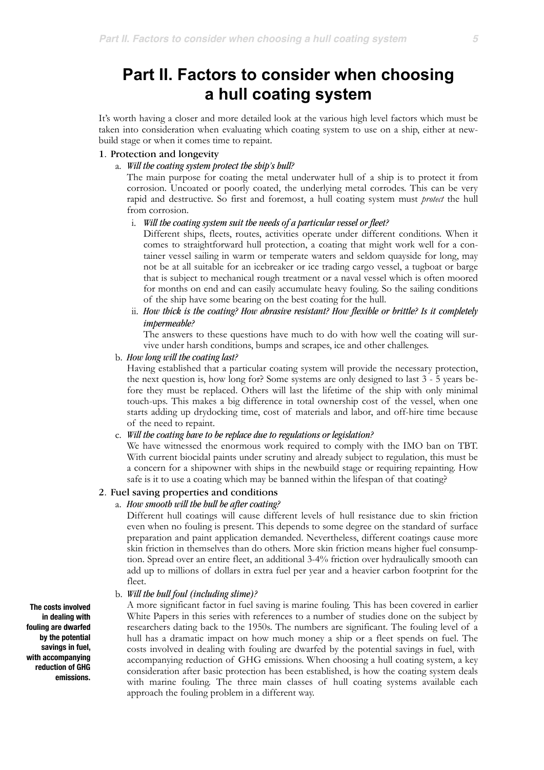# Part II. Factors to consider when choosing a hull coating system

It's worth having a closer and more detailed look at the various high level factors which must be taken into consideration when evaluating which coating system to use on a ship, either at newbuild stage or when it comes time to repaint.

1. Protection and longevity

   a. *Will the coating system protect the ship's hull?*

      The main purpose for coating the metal underwater hull of a ship is to protect it from corrosion. Uncoated or poorly coated, the underlying metal corrodes. This can be very rapid and destructive. So first and foremost, a hull coating system must *protect* the hull from corrosion.

      i. *Will the coating system suit the needs of a particular vessel or fleet?*

         Different ships, fleets, routes, activities operate under different conditions. When it comes to straightforward hull protection, a coating that might work well for a container vessel sailing in warm or temperate waters and seldom quayside for long, may not be at all suitable for an icebreaker or ice trading cargo vessel, a tugboat or barge that is subject to mechanical rough treatment or a naval vessel which is often moored for months on end and can easily accumulate heavy fouling. So the sailing conditions of the ship have some bearing on the best coating for the hull.

      ii. *How thick is the coating? How abrasive resistant? How flexible or brittle? Is it completely impermeable?*

         The answers to these questions have much to do with how well the coating will survive under harsh conditions, bumps and scrapes, ice and other challenges.

   b. *How long will the coating last?*

      Having established that a particular coating system will provide the necessary protection, the next question is, how long for? Some systems are only designed to last 3 - 5 years before they must be replaced. Others will last the lifetime of the ship with only minimal touch-ups. This makes a big difference in total ownership cost of the vessel, when one starts adding up drydocking time, cost of materials and labor, and off-hire time because of the need to repaint.

   c. *Will the coating have to be replace due to regulations or legislation?*

      We have witnessed the enormous work required to comply with the IMO ban on TBT. With current biocidal paints under scrutiny and already subject to regulation, this must be a concern for a shipowner with ships in the newbuild stage or requiring repainting. How safe is it to use a coating which may be banned within the lifespan of that coating?

2. Fuel saving properties and conditions

   a. *How smooth will the hull be after coating?*

      Different hull coatings will cause different levels of hull resistance due to skin friction even when no fouling is present. This depends to some degree on the standard of surface preparation and paint application demanded. Nevertheless, different coatings cause more skin friction in themselves than do others. More skin friction means higher fuel consumption. Spread over an entire fleet, an additional 3-4% friction over hydraulically smooth can add up to millions of dollars in extra fuel per year and a heavier carbon footprint for the fleet.

   b. *Will the hull foul (including slime)?*

      A more significant factor in fuel saving is marine fouling. This has been covered in earlier White Papers in this series with references to a number of studies done on the subject by researchers dating back to the 1950s. The numbers are significant. The fouling level of a hull has a dramatic impact on how much money a ship or a fleet spends on fuel. The costs involved in dealing with fouling are dwarfed by the potential savings in fuel, with accompanying reduction of GHG emissions. When choosing a hull coating system, a key consideration after basic protection has been established, is how the coating system deals with marine fouling. The three main classes of hull coating systems available each approach the fouling problem in a different way.

**The costs involved in dealing with fouling are dwarfed by the potential savings in fuel, with accompanying reduction of GHG emissions.**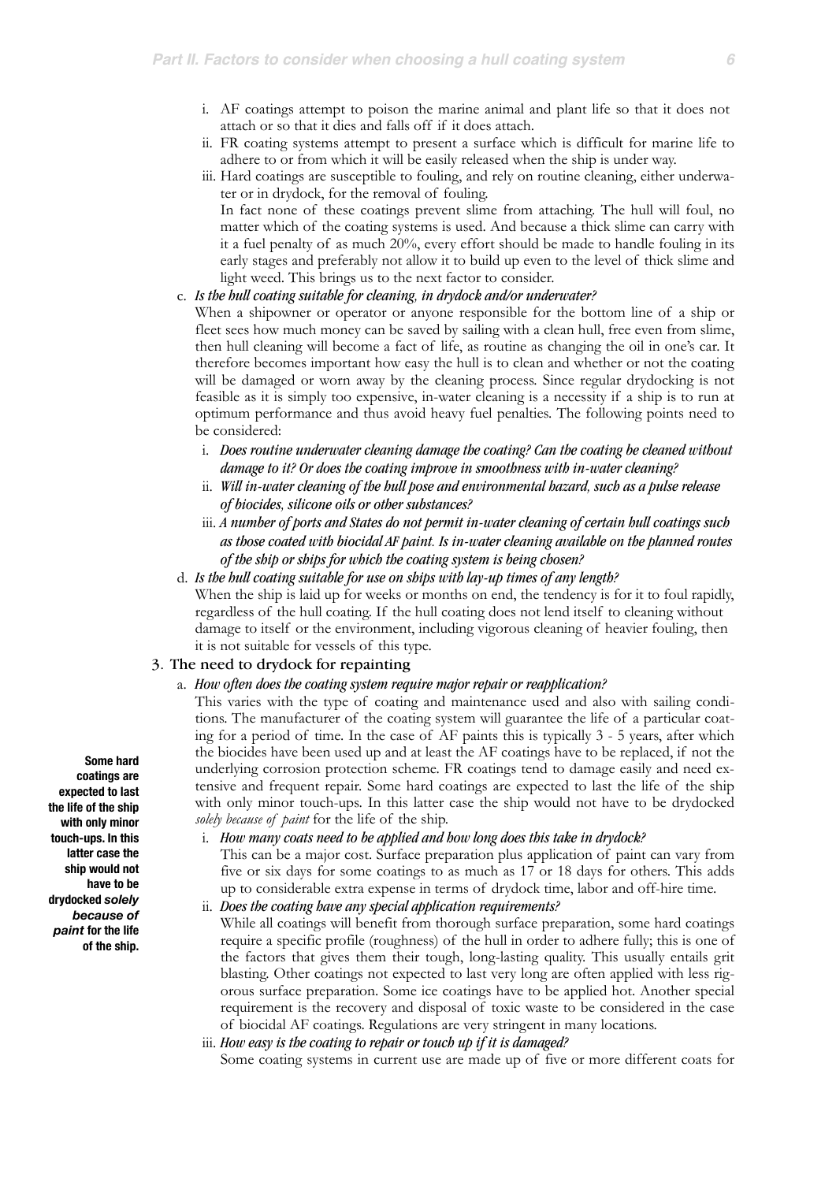i. AF coatings attempt to poison the marine animal and plant life so that it does not attach or so that it dies and falls off if it does attach.

ii. FR coating systems attempt to present a surface which is difficult for marine life to adhere to or from which it will be easily released when the ship is under way.

iii. Hard coatings are susceptible to fouling, and rely on routine cleaning, either underwater or in drydock, for the removal of fouling.

In fact none of these coatings prevent slime from attaching. The hull will foul, no matter which of the coating systems is used. And because a thick slime can carry with it a fuel penalty of as much 20%, every effort should be made to handle fouling in its early stages and preferably not allow it to build up even to the level of thick slime and light weed. This brings us to the next factor to consider.

c. ***Is the hull coating suitable for cleaning, in drydock and/or underwater?***

When a shipowner or operator or anyone responsible for the bottom line of a ship or fleet sees how much money can be saved by sailing with a clean hull, free even from slime, then hull cleaning will become a fact of life, as routine as changing the oil in one's car. It therefore becomes important how easy the hull is to clean and whether or not the coating will be damaged or worn away by the cleaning process. Since regular drydocking is not feasible as it is simply too expensive, in-water cleaning is a necessity if a ship is to run at optimum performance and thus avoid heavy fuel penalties. The following points need to be considered:

i. ***Does routine underwater cleaning damage the coating? Can the coating be cleaned without damage to it? Or does the coating improve in smoothness with in-water cleaning?***

ii. ***Will in-water cleaning of the hull pose and environmental hazard, such as a pulse release of biocides, silicone oils or other substances?***

iii. ***A number of ports and States do not permit in-water cleaning of certain hull coatings such as those coated with biocidal AF paint. Is in-water cleaning available on the planned routes of the ship or ships for which the coating system is being chosen?***

d. ***Is the hull coating suitable for use on ships with lay-up times of any length?***

When the ship is laid up for weeks or months on end, the tendency is for it to foul rapidly, regardless of the hull coating. If the hull coating does not lend itself to cleaning without damage to itself or the environment, including vigorous cleaning of heavier fouling, then it is not suitable for vessels of this type.

## 3. The need to drydock for repainting

a. ***How often does the coating system require major repair or reapplication?***

This varies with the type of coating and maintenance used and also with sailing conditions. The manufacturer of the coating system will guarantee the life of a particular coating for a period of time. In the case of AF paints this is typically 3 - 5 years, after which the biocides have been used up and at least the AF coatings have to be replaced, if not the underlying corrosion protection scheme. FR coatings tend to damage easily and need extensive and frequent repair. Some hard coatings are expected to last the life of the ship with only minor touch-ups. In this latter case the ship would not have to be drydocked *solely because of paint* for the life of the ship.

**Some hard coatings are expected to last the life of the ship with only minor touch-ups. In this latter case the ship would not have to be drydocked *solely because of paint* for the life of the ship.**

i. ***How many coats need to be applied and how long does this take in drydock?***

This can be a major cost. Surface preparation plus application of paint can vary from five or six days for some coatings to as much as 17 or 18 days for others. This adds up to considerable extra expense in terms of drydock time, labor and off-hire time.

ii. ***Does the coating have any special application requirements?***

While all coatings will benefit from thorough surface preparation, some hard coatings require a specific profile (roughness) of the hull in order to adhere fully; this is one of the factors that gives them their tough, long-lasting quality. This usually entails grit blasting. Other coatings not expected to last very long are often applied with less rigorous surface preparation. Some ice coatings have to be applied hot. Another special requirement is the recovery and disposal of toxic waste to be considered in the case of biocidal AF coatings. Regulations are very stringent in many locations.

iii. ***How easy is the coating to repair or touch up if it is damaged?***

Some coating systems in current use are made up of five or more different coats for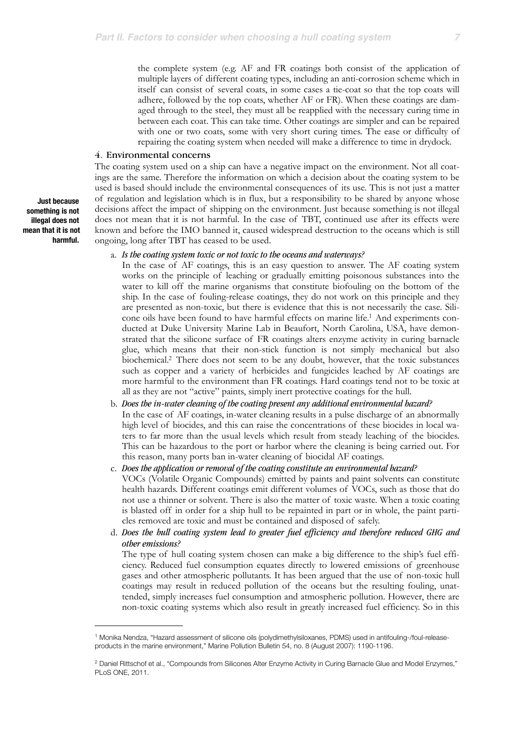the complete system (e.g. AF and FR coatings both consist of the application of multiple layers of different coating types, including an anti-corrosion scheme which in itself can consist of several coats, in some cases a tie-coat so that the top coats will adhere, followed by the top coats, whether AF or FR). When these coatings are damaged through to the steel, they must all be reapplied with the necessary curing time in between each coat. This can take time. Other coatings are simpler and can be repaired with one or two coats, some with very short curing times. The ease or difficulty of repairing the coating system when needed will make a difference to time in drydock.

### 4. Environmental concerns

The coating system used on a ship can have a negative impact on the environment. Not all coatings are the same. Therefore the information on which a decision about the coating system to be used is based should include the environmental consequences of its use. This is not just a matter of regulation and legislation which is in flux, but a responsibility to be shared by anyone whose decisions affect the impact of shipping on the environment. Just because something is not illegal does not mean that it is not harmful. In the case of TBT, continued use after its effects were known and before the IMO banned it, caused widespread destruction to the oceans which is still ongoing, long after TBT has ceased to be used.

**Just because something is not illegal does not mean that it is not harmful.**

a. ***Is the coating system toxic or not toxic to the oceans and waterways?***

In the case of AF coatings, this is an easy question to answer. The AF coating system works on the principle of leaching or gradually emitting poisonous substances into the water to kill off the marine organisms that constitute biofouling on the bottom of the ship. In the case of fouling-release coatings, they do not work on this principle and they are presented as non-toxic, but there is evidence that this is not necessarily the case. Silicone oils have been found to have harmful effects on marine life.[1] And experiments conducted at Duke University Marine Lab in Beaufort, North Carolina, USA, have demonstrated that the silicone surface of FR coatings alters enzyme activity in curing barnacle glue, which means that their non-stick function is not simply mechanical but also biochemical.[2] There does not seem to be any doubt, however, that the toxic substances such as copper and a variety of herbicides and fungicides leached by AF coatings are more harmful to the environment than FR coatings. Hard coatings tend not to be toxic at all as they are not "active" paints, simply inert protective coatings for the hull.

b. ***Does the in-water cleaning of the coating present any additional environmental hazard?***

In the case of AF coatings, in-water cleaning results in a pulse discharge of an abnormally high level of biocides, and this can raise the concentrations of these biocides in local waters to far more than the usual levels which result from steady leaching of the biocides. This can be hazardous to the port or harbor where the cleaning is being carried out. For this reason, many ports ban in-water cleaning of biocidal AF coatings.

c. ***Does the application or removal of the coating constitute an environmental hazard?***

VOCs (Volatile Organic Compounds) emitted by paints and paint solvents can constitute health hazards. Different coatings emit different volumes of VOCs, such as those that do not use a thinner or solvent. There is also the matter of toxic waste. When a toxic coating is blasted off in order for a ship hull to be repainted in part or in whole, the paint particles removed are toxic and must be contained and disposed of safely.

d. ***Does the hull coating system lead to greater fuel efficiency and therefore reduced GHG and other emissions?***

The type of hull coating system chosen can make a big difference to the ship's fuel efficiency. Reduced fuel consumption equates directly to lowered emissions of greenhouse gases and other atmospheric pollutants. It has been argued that the use of non-toxic hull coatings may result in reduced pollution of the oceans but the resulting fouling, unattended, simply increases fuel consumption and atmospheric pollution. However, there are non-toxic coating systems which also result in greatly increased fuel efficiency. So in this

---

[1] Monika Nendza, "Hazard assessment of silicone oils (polydimethylsiloxanes, PDMS) used in antifouling-/foul-release-products in the marine environment," Marine Pollution Bulletin 54, no. 8 (August 2007): 1190-1196.

[2] Daniel Rittschof et al., "Compounds from Silicones Alter Enzyme Activity in Curing Barnacle Glue and Model Enzymes," PLoS ONE, 2011.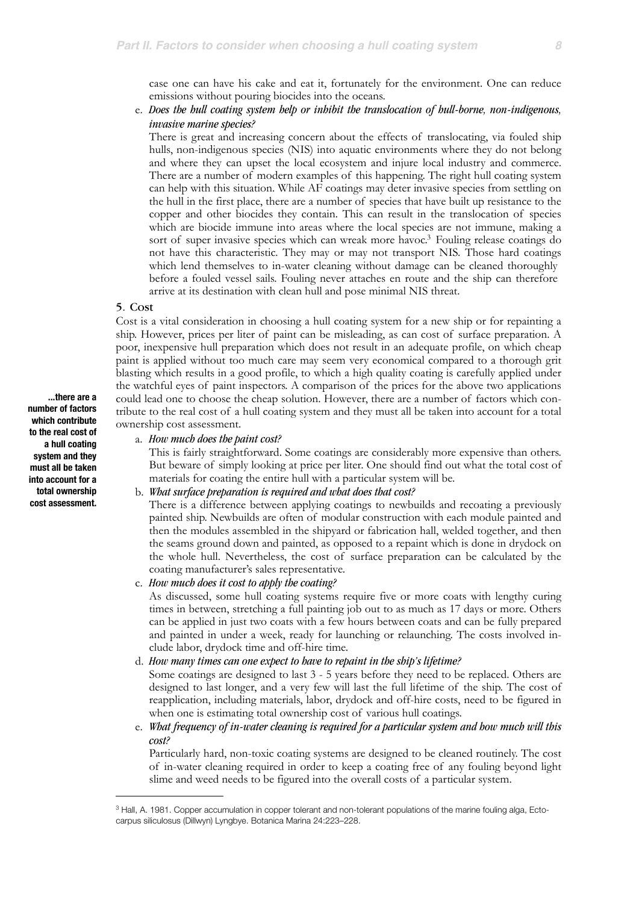case one can have his cake and eat it, fortunately for the environment. One can reduce emissions without pouring biocides into the oceans.

e. ***Does the hull coating system help or inhibit the translocation of hull-borne, non-indigenous, invasive marine species?***

   There is great and increasing concern about the effects of translocating, via fouled ship hulls, non-indigenous species (NIS) into aquatic environments where they do not belong and where they can upset the local ecosystem and injure local industry and commerce. There are a number of modern examples of this happening. The right hull coating system can help with this situation. While AF coatings may deter invasive species from settling on the hull in the first place, there are a number of species that have built up resistance to the copper and other biocides they contain. This can result in the translocation of species which are biocide immune into areas where the local species are not immune, making a sort of super invasive species which can wreak more havoc.[3] Fouling release coatings do not have this characteristic. They may or may not transport NIS. Those hard coatings which lend themselves to in-water cleaning without damage can be cleaned thoroughly before a fouled vessel sails. Fouling never attaches en route and the ship can therefore arrive at its destination with clean hull and pose minimal NIS threat.

### 5. Cost

Cost is a vital consideration in choosing a hull coating system for a new ship or for repainting a ship. However, prices per liter of paint can be misleading, as can cost of surface preparation. A poor, inexpensive hull preparation which does not result in an adequate profile, on which cheap paint is applied without too much care may seem very economical compared to a thorough grit blasting which results in a good profile, to which a high quality coating is carefully applied under the watchful eyes of paint inspectors. A comparison of the prices for the above two applications could lead one to choose the cheap solution. However, there are a number of factors which contribute to the real cost of a hull coating system and they must all be taken into account for a total ownership cost assessment.

> **...there are a number of factors which contribute to the real cost of a hull coating system and they must all be taken into account for a total ownership cost assessment.**

a. ***How much does the paint cost?***

   This is fairly straightforward. Some coatings are considerably more expensive than others. But beware of simply looking at price per liter. One should find out what the total cost of materials for coating the entire hull with a particular system will be.

b. ***What surface preparation is required and what does that cost?***

   There is a difference between applying coatings to newbuilds and recoating a previously painted ship. Newbuilds are often of modular construction with each module painted and then the modules assembled in the shipyard or fabrication hall, welded together, and then the seams ground down and painted, as opposed to a repaint which is done in drydock on the whole hull. Nevertheless, the cost of surface preparation can be calculated by the coating manufacturer's sales representative.

c. ***How much does it cost to apply the coating?***

   As discussed, some hull coating systems require five or more coats with lengthy curing times in between, stretching a full painting job out to as much as 17 days or more. Others can be applied in just two coats with a few hours between coats and can be fully prepared and painted in under a week, ready for launching or relaunching. The costs involved include labor, drydock time and off-hire time.

d. ***How many times can one expect to have to repaint in the ship's lifetime?***

   Some coatings are designed to last 3 - 5 years before they need to be replaced. Others are designed to last longer, and a very few will last the full lifetime of the ship. The cost of reapplication, including materials, labor, drydock and off-hire costs, need to be figured in when one is estimating total ownership cost of various hull coatings.

e. ***What frequency of in-water cleaning is required for a particular system and how much will this cost?***

   Particularly hard, non-toxic coating systems are designed to be cleaned routinely. The cost of in-water cleaning required in order to keep a coating free of any fouling beyond light slime and weed needs to be figured into the overall costs of a particular system.

---

[3] Hall, A. 1981. Copper accumulation in copper tolerant and non-tolerant populations of the marine fouling alga, Ectocarpus siliculosus (Dillwyn) Lyngbye. Botanica Marina 24:223–228.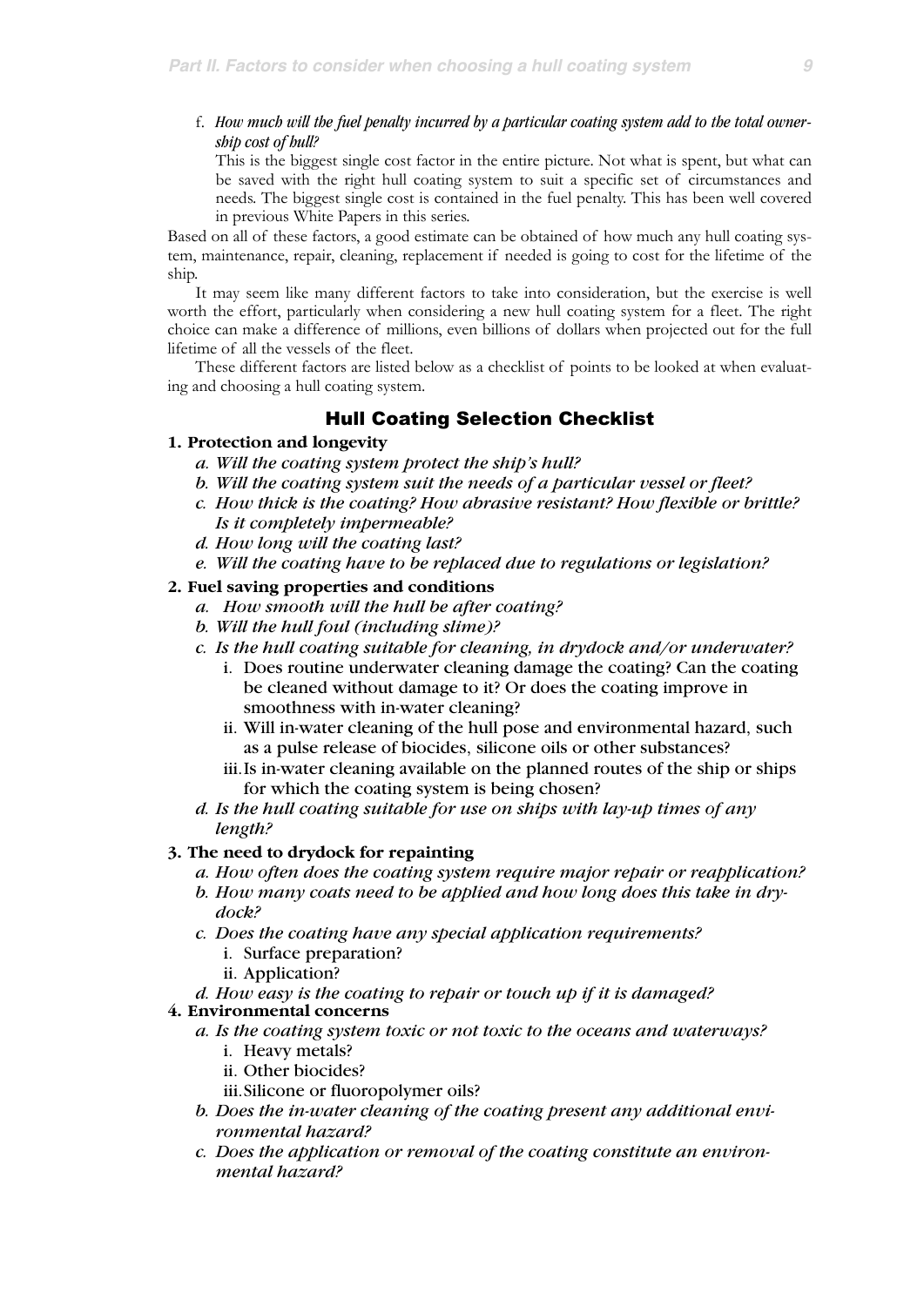f. ***How much will the fuel penalty incurred by a particular coating system add to the total ownership cost of hull?***

This is the biggest single cost factor in the entire picture. Not what is spent, but what can be saved with the right hull coating system to suit a specific set of circumstances and needs. The biggest single cost is contained in the fuel penalty. This has been well covered in previous White Papers in this series.

Based on all of these factors, a good estimate can be obtained of how much any hull coating system, maintenance, repair, cleaning, replacement if needed is going to cost for the lifetime of the ship.

It may seem like many different factors to take into consideration, but the exercise is well worth the effort, particularly when considering a new hull coating system for a fleet. The right choice can make a difference of millions, even billions of dollars when projected out for the full lifetime of all the vessels of the fleet.

These different factors are listed below as a checklist of points to be looked at when evaluating and choosing a hull coating system.

## Hull Coating Selection Checklist

**1. Protection and longevity**

- *a. Will the coating system protect the ship's hull?*
- *b. Will the coating system suit the needs of a particular vessel or fleet?*
- *c. How thick is the coating? How abrasive resistant? How flexible or brittle? Is it completely impermeable?*
- *d. How long will the coating last?*
- *e. Will the coating have to be replaced due to regulations or legislation?*

**2. Fuel saving properties and conditions**

- *a. How smooth will the hull be after coating?*
- *b. Will the hull foul (including slime)?*
- *c. Is the hull coating suitable for cleaning, in drydock and/or underwater?*
  - i. Does routine underwater cleaning damage the coating? Can the coating be cleaned without damage to it? Or does the coating improve in smoothness with in-water cleaning?
  - ii. Will in-water cleaning of the hull pose and environmental hazard, such as a pulse release of biocides, silicone oils or other substances?
  - iii. Is in-water cleaning available on the planned routes of the ship or ships for which the coating system is being chosen?
- *d. Is the hull coating suitable for use on ships with lay-up times of any length?*

**3. The need to drydock for repainting**

- *a. How often does the coating system require major repair or reapplication?*
- *b. How many coats need to be applied and how long does this take in drydock?*
- *c. Does the coating have any special application requirements?*
  - i. Surface preparation?
  - ii. Application?
- *d. How easy is the coating to repair or touch up if it is damaged?*

**4. Environmental concerns**

- *a. Is the coating system toxic or not toxic to the oceans and waterways?*
  - i. Heavy metals?
  - ii. Other biocides?
  - iii. Silicone or fluoropolymer oils?
- *b. Does the in-water cleaning of the coating present any additional environmental hazard?*
- *c. Does the application or removal of the coating constitute an environmental hazard?*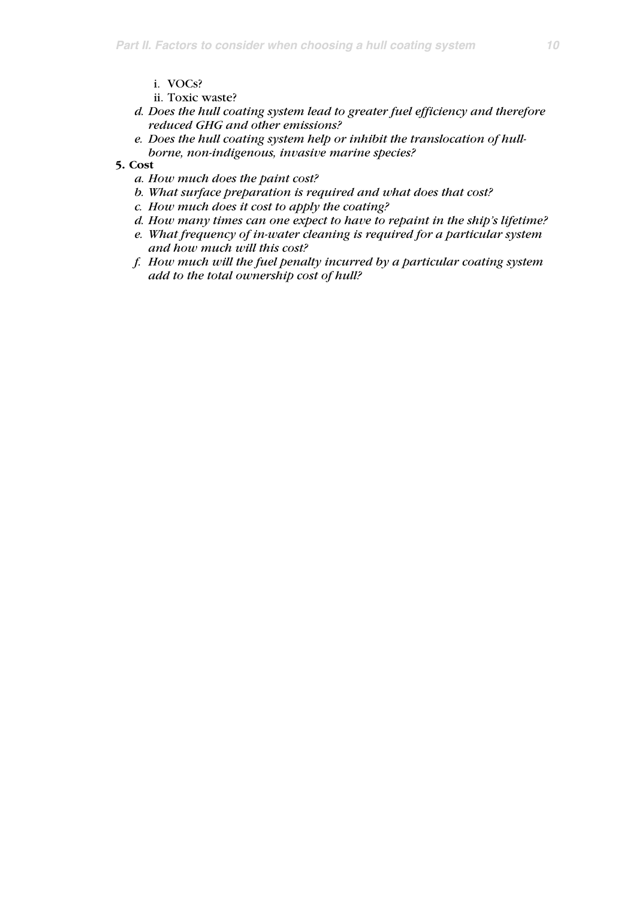i. VOCs?
ii. Toxic waste?

*d. Does the hull coating system lead to greater fuel efficiency and therefore reduced GHG and other emissions?*

*e. Does the hull coating system help or inhibit the translocation of hull-borne, non-indigenous, invasive marine species?*

**5. Cost**

*a. How much does the paint cost?*

*b. What surface preparation is required and what does that cost?*

*c. How much does it cost to apply the coating?*

*d. How many times can one expect to have to repaint in the ship's lifetime?*

*e. What frequency of in-water cleaning is required for a particular system and how much will this cost?*

*f. How much will the fuel penalty incurred by a particular coating system add to the total ownership cost of hull?*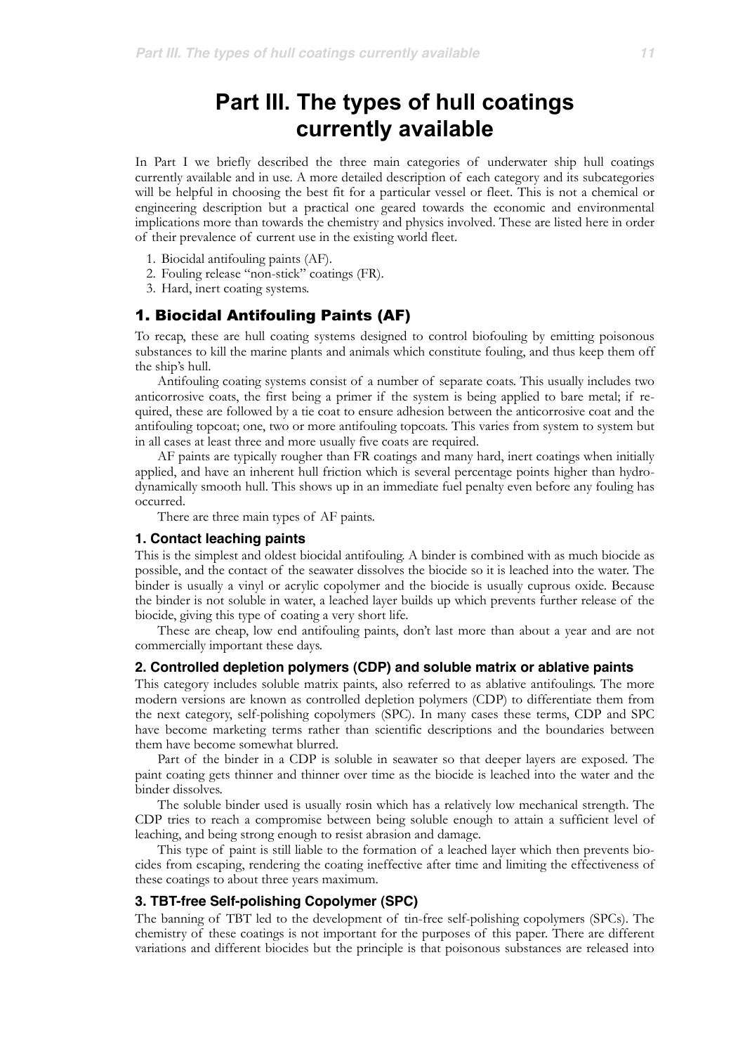# Part III. The types of hull coatings currently available

In Part I we briefly described the three main categories of underwater ship hull coatings currently available and in use. A more detailed description of each category and its subcategories will be helpful in choosing the best fit for a particular vessel or fleet. This is not a chemical or engineering description but a practical one geared towards the economic and environmental implications more than towards the chemistry and physics involved. These are listed here in order of their prevalence of current use in the existing world fleet.

1. Biocidal antifouling paints (AF).
2. Fouling release "non-stick" coatings (FR).
3. Hard, inert coating systems.

## 1. Biocidal Antifouling Paints (AF)

To recap, these are hull coating systems designed to control biofouling by emitting poisonous substances to kill the marine plants and animals which constitute fouling, and thus keep them off the ship's hull.

Antifouling coating systems consist of a number of separate coats. This usually includes two anticorrosive coats, the first being a primer if the system is being applied to bare metal; if required, these are followed by a tie coat to ensure adhesion between the anticorrosive coat and the antifouling topcoat; one, two or more antifouling topcoats. This varies from system to system but in all cases at least three and more usually five coats are required.

AF paints are typically rougher than FR coatings and many hard, inert coatings when initially applied, and have an inherent hull friction which is several percentage points higher than hydrodynamically smooth hull. This shows up in an immediate fuel penalty even before any fouling has occurred.

There are three main types of AF paints.

### 1. Contact leaching paints

This is the simplest and oldest biocidal antifouling. A binder is combined with as much biocide as possible, and the contact of the seawater dissolves the biocide so it is leached into the water. The binder is usually a vinyl or acrylic copolymer and the biocide is usually cuprous oxide. Because the binder is not soluble in water, a leached layer builds up which prevents further release of the biocide, giving this type of coating a very short life.

These are cheap, low end antifouling paints, don't last more than about a year and are not commercially important these days.

### 2. Controlled depletion polymers (CDP) and soluble matrix or ablative paints

This category includes soluble matrix paints, also referred to as ablative antifoulings. The more modern versions are known as controlled depletion polymers (CDP) to differentiate them from the next category, self-polishing copolymers (SPC). In many cases these terms, CDP and SPC have become marketing terms rather than scientific descriptions and the boundaries between them have become somewhat blurred.

Part of the binder in a CDP is soluble in seawater so that deeper layers are exposed. The paint coating gets thinner and thinner over time as the biocide is leached into the water and the binder dissolves.

The soluble binder used is usually rosin which has a relatively low mechanical strength. The CDP tries to reach a compromise between being soluble enough to attain a sufficient level of leaching, and being strong enough to resist abrasion and damage.

This type of paint is still liable to the formation of a leached layer which then prevents biocides from escaping, rendering the coating ineffective after time and limiting the effectiveness of these coatings to about three years maximum.

### 3. TBT-free Self-polishing Copolymer (SPC)

The banning of TBT led to the development of tin-free self-polishing copolymers (SPCs). The chemistry of these coatings is not important for the purposes of this paper. There are different variations and different biocides but the principle is that poisonous substances are released into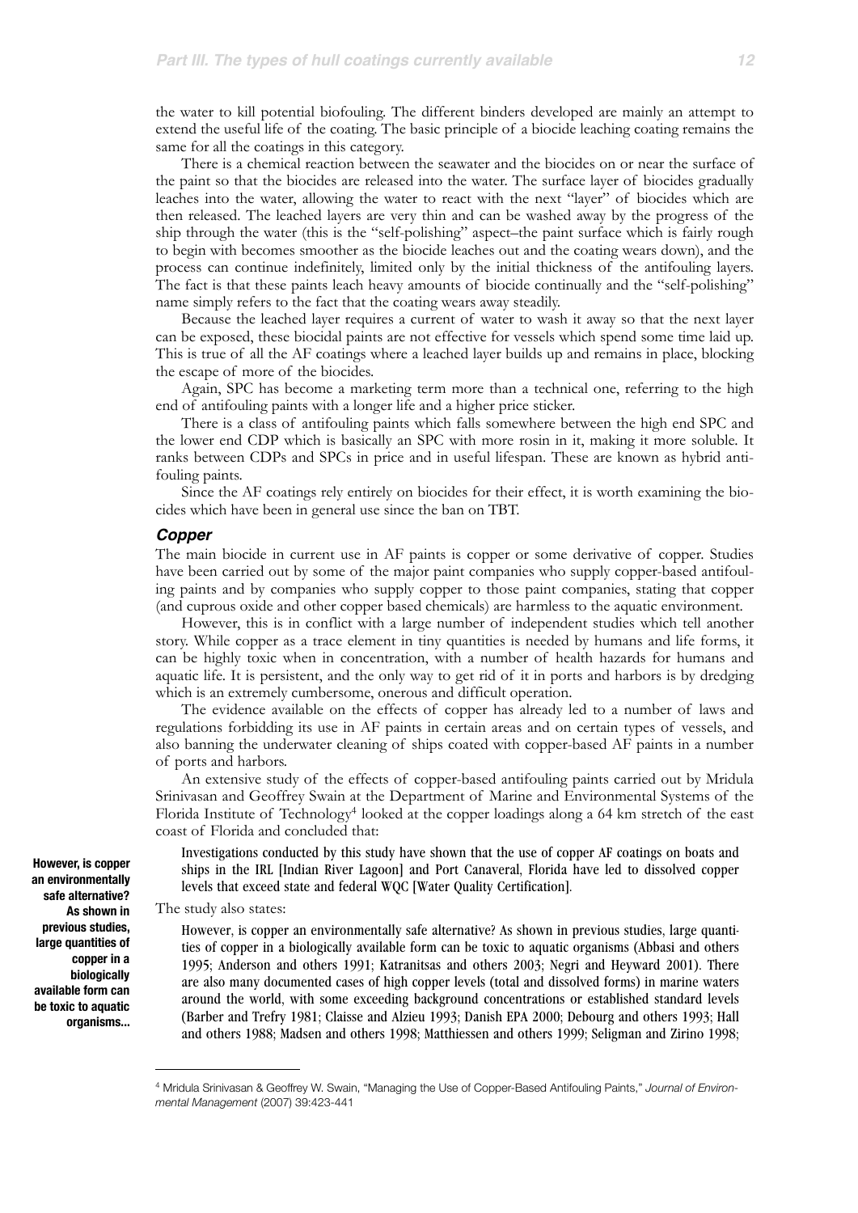the water to kill potential biofouling. The different binders developed are mainly an attempt to extend the useful life of the coating. The basic principle of a biocide leaching coating remains the same for all the coatings in this category.

There is a chemical reaction between the seawater and the biocides on or near the surface of the paint so that the biocides are released into the water. The surface layer of biocides gradually leaches into the water, allowing the water to react with the next "layer" of biocides which are then released. The leached layers are very thin and can be washed away by the progress of the ship through the water (this is the "self-polishing" aspect–the paint surface which is fairly rough to begin with becomes smoother as the biocide leaches out and the coating wears down), and the process can continue indefinitely, limited only by the initial thickness of the antifouling layers. The fact is that these paints leach heavy amounts of biocide continually and the "self-polishing" name simply refers to the fact that the coating wears away steadily.

Because the leached layer requires a current of water to wash it away so that the next layer can be exposed, these biocidal paints are not effective for vessels which spend some time laid up. This is true of all the AF coatings where a leached layer builds up and remains in place, blocking the escape of more of the biocides.

Again, SPC has become a marketing term more than a technical one, referring to the high end of antifouling paints with a longer life and a higher price sticker.

There is a class of antifouling paints which falls somewhere between the high end SPC and the lower end CDP which is basically an SPC with more rosin in it, making it more soluble. It ranks between CDPs and SPCs in price and in useful lifespan. These are known as hybrid antifouling paints.

Since the AF coatings rely entirely on biocides for their effect, it is worth examining the biocides which have been in general use since the ban on TBT.

### *Copper*

The main biocide in current use in AF paints is copper or some derivative of copper. Studies have been carried out by some of the major paint companies who supply copper-based antifouling paints and by companies who supply copper to those paint companies, stating that copper (and cuprous oxide and other copper based chemicals) are harmless to the aquatic environment.

However, this is in conflict with a large number of independent studies which tell another story. While copper as a trace element in tiny quantities is needed by humans and life forms, it can be highly toxic when in concentration, with a number of health hazards for humans and aquatic life. It is persistent, and the only way to get rid of it in ports and harbors is by dredging which is an extremely cumbersome, onerous and difficult operation.

The evidence available on the effects of copper has already led to a number of laws and regulations forbidding its use in AF paints in certain areas and on certain types of vessels, and also banning the underwater cleaning of ships coated with copper-based AF paints in a number of ports and harbors.

An extensive study of the effects of copper-based antifouling paints carried out by Mridula Srinivasan and Geoffrey Swain at the Department of Marine and Environmental Systems of the Florida Institute of Technology[4] looked at the copper loadings along a 64 km stretch of the east coast of Florida and concluded that:

> Investigations conducted by this study have shown that the use of copper AF coatings on boats and ships in the IRL [Indian River Lagoon] and Port Canaveral, Florida have led to dissolved copper levels that exceed state and federal WQC [Water Quality Certification].

**However, is copper an environmentally safe alternative? As shown in previous studies, large quantities of copper in a biologically available form can be toxic to aquatic organisms...**

The study also states:

> However, is copper an environmentally safe alternative? As shown in previous studies, large quantities of copper in a biologically available form can be toxic to aquatic organisms (Abbasi and others 1995; Anderson and others 1991; Katranitsas and others 2003; Negri and Heyward 2001). There are also many documented cases of high copper levels (total and dissolved forms) in marine waters around the world, with some exceeding background concentrations or established standard levels (Barber and Trefry 1981; Claisse and Alzieu 1993; Danish EPA 2000; Debourg and others 1993; Hall and others 1988; Madsen and others 1998; Matthiessen and others 1999; Seligman and Zirino 1998;

[4] Mridula Srinivasan & Geoffrey W. Swain, "Managing the Use of Copper-Based Antifouling Paints," *Journal of Environmental Management* (2007) 39:423-441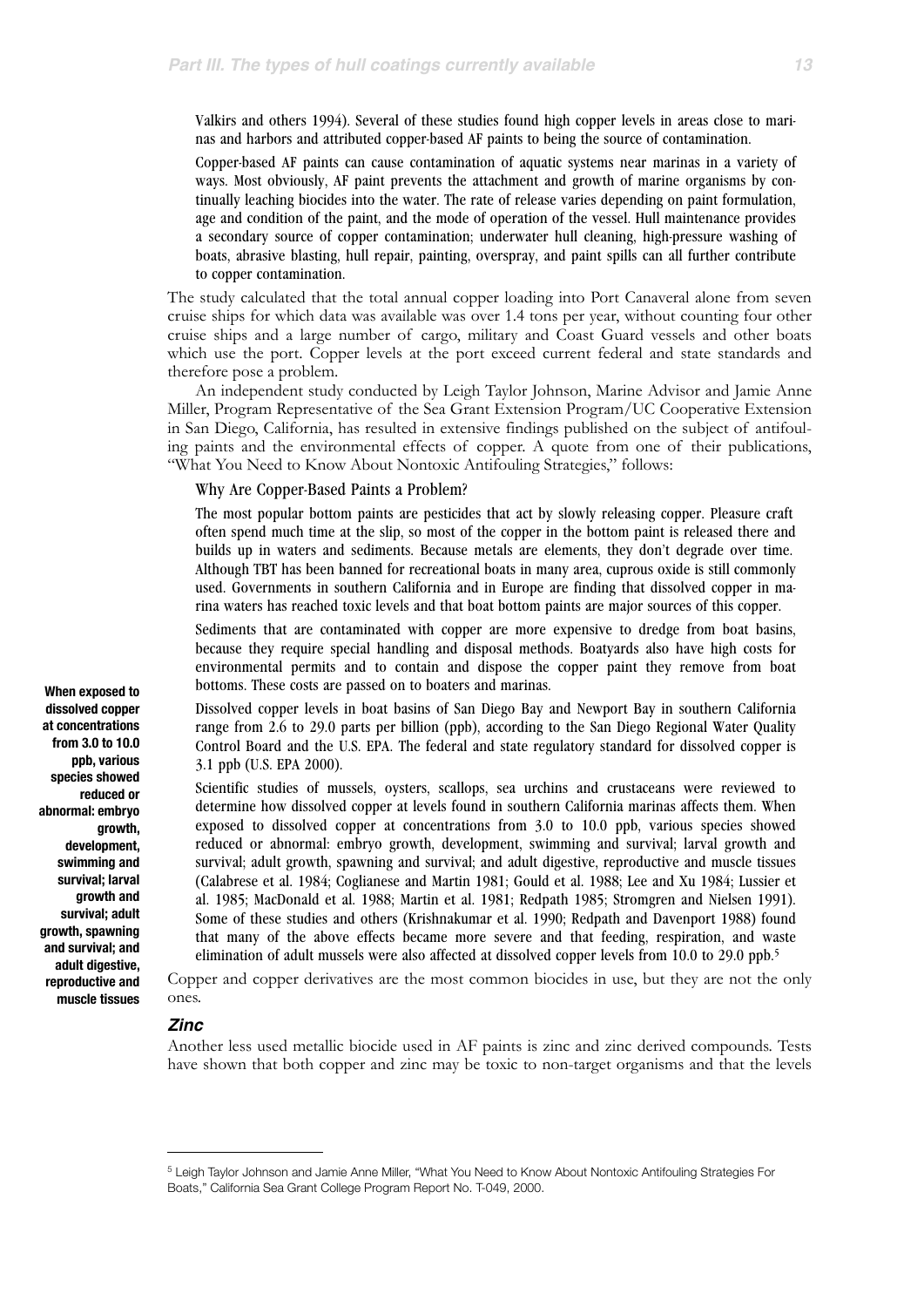Valkirs and others 1994). Several of these studies found high copper levels in areas close to marinas and harbors and attributed copper-based AF paints to being the source of contamination.

> Copper-based AF paints can cause contamination of aquatic systems near marinas in a variety of ways. Most obviously, AF paint prevents the attachment and growth of marine organisms by continually leaching biocides into the water. The rate of release varies depending on paint formulation, age and condition of the paint, and the mode of operation of the vessel. Hull maintenance provides a secondary source of copper contamination; underwater hull cleaning, high-pressure washing of boats, abrasive blasting, hull repair, painting, overspray, and paint spills can all further contribute to copper contamination.

The study calculated that the total annual copper loading into Port Canaveral alone from seven cruise ships for which data was available was over 1.4 tons per year, without counting four other cruise ships and a large number of cargo, military and Coast Guard vessels and other boats which use the port. Copper levels at the port exceed current federal and state standards and therefore pose a problem.

An independent study conducted by Leigh Taylor Johnson, Marine Advisor and Jamie Anne Miller, Program Representative of the Sea Grant Extension Program/UC Cooperative Extension in San Diego, California, has resulted in extensive findings published on the subject of antifouling paints and the environmental effects of copper. A quote from one of their publications, "What You Need to Know About Nontoxic Antifouling Strategies," follows:

> Why Are Copper-Based Paints a Problem?
>
> The most popular bottom paints are pesticides that act by slowly releasing copper. Pleasure craft often spend much time at the slip, so most of the copper in the bottom paint is released there and builds up in waters and sediments. Because metals are elements, they don't degrade over time. Although TBT has been banned for recreational boats in many area, cuprous oxide is still commonly used. Governments in southern California and in Europe are finding that dissolved copper in marina waters has reached toxic levels and that boat bottom paints are major sources of this copper.
>
> Sediments that are contaminated with copper are more expensive to dredge from boat basins, because they require special handling and disposal methods. Boatyards also have high costs for environmental permits and to contain and dispose the copper paint they remove from boat bottoms. These costs are passed on to boaters and marinas.
>
> Dissolved copper levels in boat basins of San Diego Bay and Newport Bay in southern California range from 2.6 to 29.0 parts per billion (ppb), according to the San Diego Regional Water Quality Control Board and the U.S. EPA. The federal and state regulatory standard for dissolved copper is 3.1 ppb (U.S. EPA 2000).
>
> Scientific studies of mussels, oysters, scallops, sea urchins and crustaceans were reviewed to determine how dissolved copper at levels found in southern California marinas affects them. When exposed to dissolved copper at concentrations from 3.0 to 10.0 ppb, various species showed reduced or abnormal: embryo growth, development, swimming and survival; larval growth and survival; adult growth, spawning and survival; and adult digestive, reproductive and muscle tissues (Calabrese et al. 1984; Coglianese and Martin 1981; Gould et al. 1988; Lee and Xu 1984; Lussier et al. 1985; MacDonald et al. 1988; Martin et al. 1981; Redpath 1985; Stromgren and Nielsen 1991). Some of these studies and others (Krishnakumar et al. 1990; Redpath and Davenport 1988) found that many of the above effects became more severe and that feeding, respiration, and waste elimination of adult mussels were also affected at dissolved copper levels from 10.0 to 29.0 ppb.[5]

**When exposed to dissolved copper at concentrations from 3.0 to 10.0 ppb, various species showed reduced or abnormal: embryo growth, development, swimming and survival; larval growth and survival; adult growth, spawning and survival; and adult digestive, reproductive and muscle tissues**

Copper and copper derivatives are the most common biocides in use, but they are not the only ones.

### *Zinc*

Another less used metallic biocide used in AF paints is zinc and zinc derived compounds. Tests have shown that both copper and zinc may be toxic to non-target organisms and that the levels

---

[5] Leigh Taylor Johnson and Jamie Anne Miller, "What You Need to Know About Nontoxic Antifouling Strategies For Boats," California Sea Grant College Program Report No. T-049, 2000.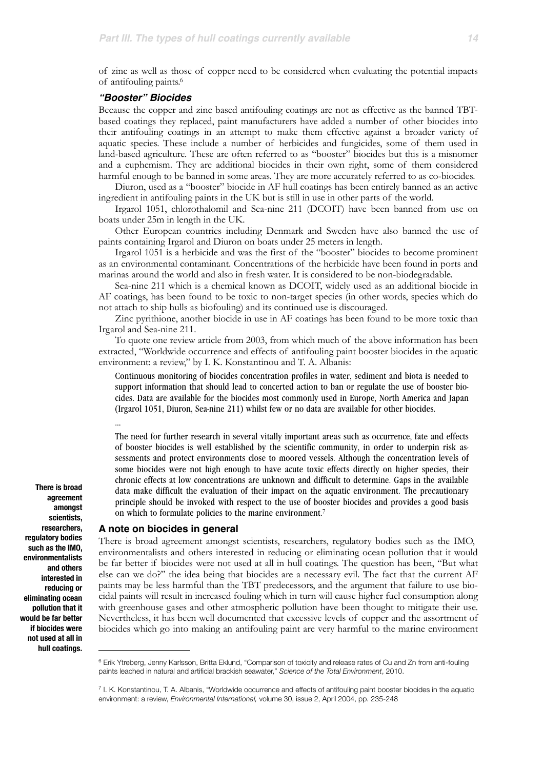of zinc as well as those of copper need to be considered when evaluating the potential impacts of antifouling paints.[6]

### *"Booster" Biocides*

Because the copper and zinc based antifouling coatings are not as effective as the banned TBT-based coatings they replaced, paint manufacturers have added a number of other biocides into their antifouling coatings in an attempt to make them effective against a broader variety of aquatic species. These include a number of herbicides and fungicides, some of them used in land-based agriculture. These are often referred to as "booster" biocides but this is a misnomer and a euphemism. They are additional biocides in their own right, some of them considered harmful enough to be banned in some areas. They are more accurately referred to as co-biocides.

Diuron, used as a "booster" biocide in AF hull coatings has been entirely banned as an active ingredient in antifouling paints in the UK but is still in use in other parts of the world.

Irgarol 1051, chlorothalomil and Sea-nine 211 (DCOIT) have been banned from use on boats under 25m in length in the UK.

Other European countries including Denmark and Sweden have also banned the use of paints containing Irgarol and Diuron on boats under 25 meters in length.

Irgarol 1051 is a herbicide and was the first of the "booster" biocides to become prominent as an environmental contaminant. Concentrations of the herbicide have been found in ports and marinas around the world and also in fresh water. It is considered to be non-biodegradable.

Sea-nine 211 which is a chemical known as DCOIT, widely used as an additional biocide in AF coatings, has been found to be toxic to non-target species (in other words, species which do not attach to ship hulls as biofouling) and its continued use is discouraged.

Zinc pyrithione, another biocide in use in AF coatings has been found to be more toxic than Irgarol and Sea-nine 211.

To quote one review article from 2003, from which much of the above information has been extracted, "Worldwide occurrence and effects of antifouling paint booster biocides in the aquatic environment: a review," by I. K. Konstantinou and T. A. Albanis:

> Continuous monitoring of biocides concentration profiles in water, sediment and biota is needed to support information that should lead to concerted action to ban or regulate the use of booster biocides. Data are available for the biocides most commonly used in Europe, North America and Japan (Irgarol 1051, Diuron, Sea-nine 211) whilst few or no data are available for other biocides.
>
> ...
>
> The need for further research in several vitally important areas such as occurrence, fate and effects of booster biocides is well established by the scientific community, in order to underpin risk assessments and protect environments close to moored vessels. Although the concentration levels of some biocides were not high enough to have acute toxic effects directly on higher species, their chronic effects at low concentrations are unknown and difficult to determine. Gaps in the available data make difficult the evaluation of their impact on the aquatic environment. The precautionary principle should be invoked with respect to the use of booster biocides and provides a good basis on which to formulate policies to the marine environment.[7]

**There is broad agreement amongst scientists, researchers, regulatory bodies such as the IMO, environmentalists and others interested in reducing or eliminating ocean pollution that it would be far better if biocides were not used at all in hull coatings.**

### A note on biocides in general

There is broad agreement amongst scientists, researchers, regulatory bodies such as the IMO, environmentalists and others interested in reducing or eliminating ocean pollution that it would be far better if biocides were not used at all in hull coatings. The question has been, "But what else can we do?" the idea being that biocides are a necessary evil. The fact that the current AF paints may be less harmful than the TBT predecessors, and the argument that failure to use biocidal paints will result in increased fouling which in turn will cause higher fuel consumption along with greenhouse gases and other atmospheric pollution have been thought to mitigate their use. Nevertheless, it has been well documented that excessive levels of copper and the assortment of biocides which go into making an antifouling paint are very harmful to the marine environment

---

[6] Erik Ytreberg, Jenny Karlsson, Britta Eklund, "Comparison of toxicity and release rates of Cu and Zn from anti-fouling paints leached in natural and artificial brackish seawater," *Science of the Total Environment*, 2010.

[7] I. K. Konstantinou, T. A. Albanis, "Worldwide occurrence and effects of antifouling paint booster biocides in the aquatic environment: a review, *Environmental International,* volume 30, issue 2, April 2004, pp. 235-248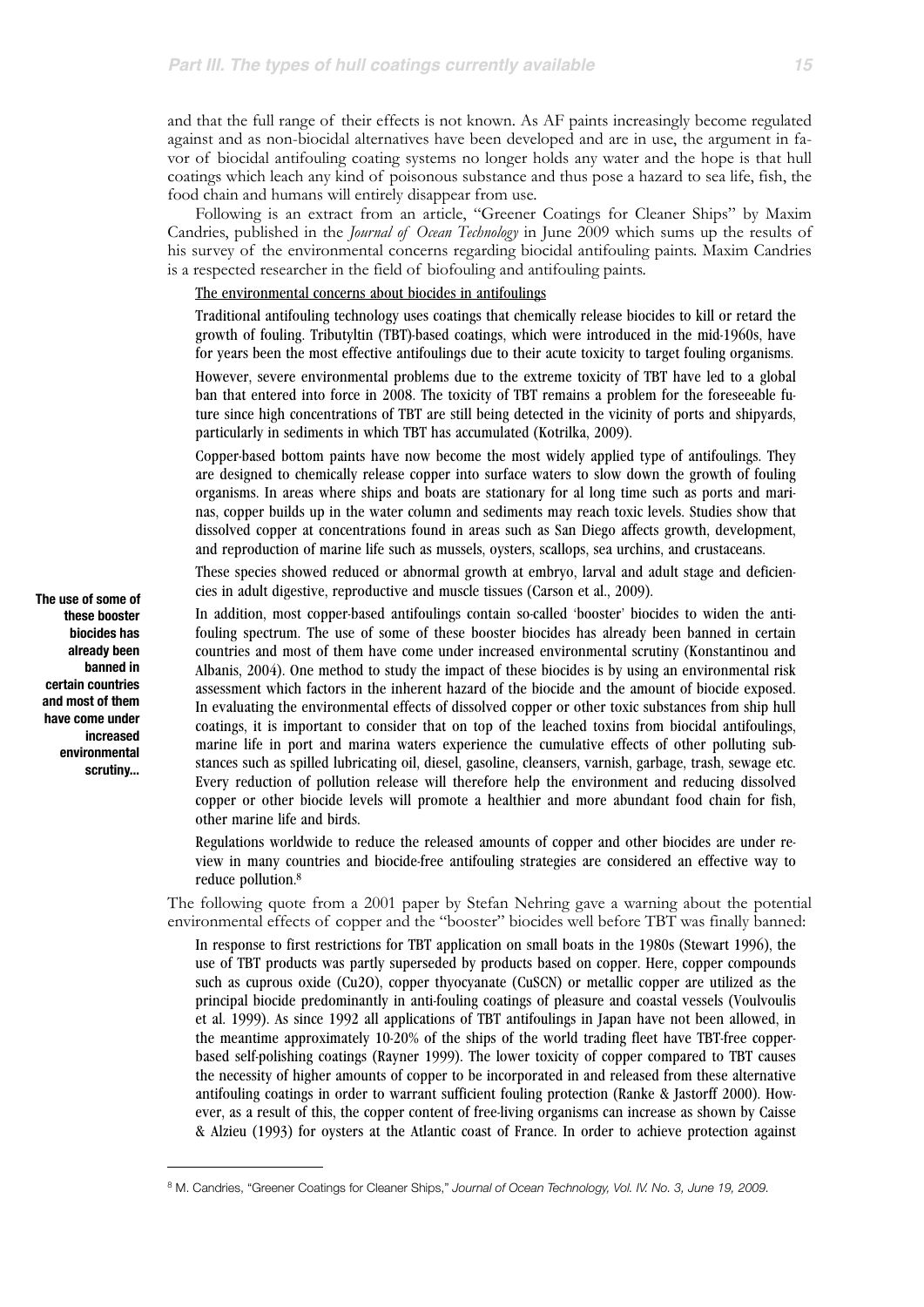and that the full range of their effects is not known. As AF paints increasingly become regulated against and as non-biocidal alternatives have been developed and are in use, the argument in favor of biocidal antifouling coating systems no longer holds any water and the hope is that hull coatings which leach any kind of poisonous substance and thus pose a hazard to sea life, fish, the food chain and humans will entirely disappear from use.

Following is an extract from an article, "Greener Coatings for Cleaner Ships" by Maxim Candries, published in the *Journal of Ocean Technology* in June 2009 which sums up the results of his survey of the environmental concerns regarding biocidal antifouling paints. Maxim Candries is a respected researcher in the field of biofouling and antifouling paints.

> The environmental concerns about biocides in antifoulings
>
> Traditional antifouling technology uses coatings that chemically release biocides to kill or retard the growth of fouling. Tributyltin (TBT)-based coatings, which were introduced in the mid-1960s, have for years been the most effective antifoulings due to their acute toxicity to target fouling organisms.
>
> However, severe environmental problems due to the extreme toxicity of TBT have led to a global ban that entered into force in 2008. The toxicity of TBT remains a problem for the foreseeable future since high concentrations of TBT are still being detected in the vicinity of ports and shipyards, particularly in sediments in which TBT has accumulated (Kotrilka, 2009).
>
> Copper-based bottom paints have now become the most widely applied type of antifoulings. They are designed to chemically release copper into surface waters to slow down the growth of fouling organisms. In areas where ships and boats are stationary for al long time such as ports and marinas, copper builds up in the water column and sediments may reach toxic levels. Studies show that dissolved copper at concentrations found in areas such as San Diego affects growth, development, and reproduction of marine life such as mussels, oysters, scallops, sea urchins, and crustaceans.
>
> These species showed reduced or abnormal growth at embryo, larval and adult stage and deficiencies in adult digestive, reproductive and muscle tissues (Carson et al., 2009).
>
> In addition, most copper-based antifoulings contain so-called 'booster' biocides to widen the antifouling spectrum. The use of some of these booster biocides has already been banned in certain countries and most of them have come under increased environmental scrutiny (Konstantinou and Albanis, 2004). One method to study the impact of these biocides is by using an environmental risk assessment which factors in the inherent hazard of the biocide and the amount of biocide exposed. In evaluating the environmental effects of dissolved copper or other toxic substances from ship hull coatings, it is important to consider that on top of the leached toxins from biocidal antifoulings, marine life in port and marina waters experience the cumulative effects of other polluting substances such as spilled lubricating oil, diesel, gasoline, cleansers, varnish, garbage, trash, sewage etc. Every reduction of pollution release will therefore help the environment and reducing dissolved copper or other biocide levels will promote a healthier and more abundant food chain for fish, other marine life and birds.
>
> Regulations worldwide to reduce the released amounts of copper and other biocides are under review in many countries and biocide-free antifouling strategies are considered an effective way to reduce pollution.[8]

**The use of some of these booster biocides has already been banned in certain countries and most of them have come under increased environmental scrutiny...**

The following quote from a 2001 paper by Stefan Nehring gave a warning about the potential environmental effects of copper and the "booster" biocides well before TBT was finally banned:

> In response to first restrictions for TBT application on small boats in the 1980s (Stewart 1996), the use of TBT products was partly superseded by products based on copper. Here, copper compounds such as cuprous oxide ($Cu_2O$), copper thyocyanate (CuSCN) or metallic copper are utilized as the principal biocide predominantly in anti-fouling coatings of pleasure and coastal vessels (Voulvoulis et al. 1999). As since 1992 all applications of TBT antifoulings in Japan have not been allowed, in the meantime approximately 10-20% of the ships of the world trading fleet have TBT-free copper-based self-polishing coatings (Rayner 1999). The lower toxicity of copper compared to TBT causes the necessity of higher amounts of copper to be incorporated in and released from these alternative antifouling coatings in order to warrant sufficient fouling protection (Ranke & Jastorff 2000). However, as a result of this, the copper content of free-living organisms can increase as shown by Caisse & Alzieu (1993) for oysters at the Atlantic coast of France. In order to achieve protection against

[8] M. Candries, "Greener Coatings for Cleaner Ships," *Journal of Ocean Technology, Vol. IV. No. 3, June 19, 2009.*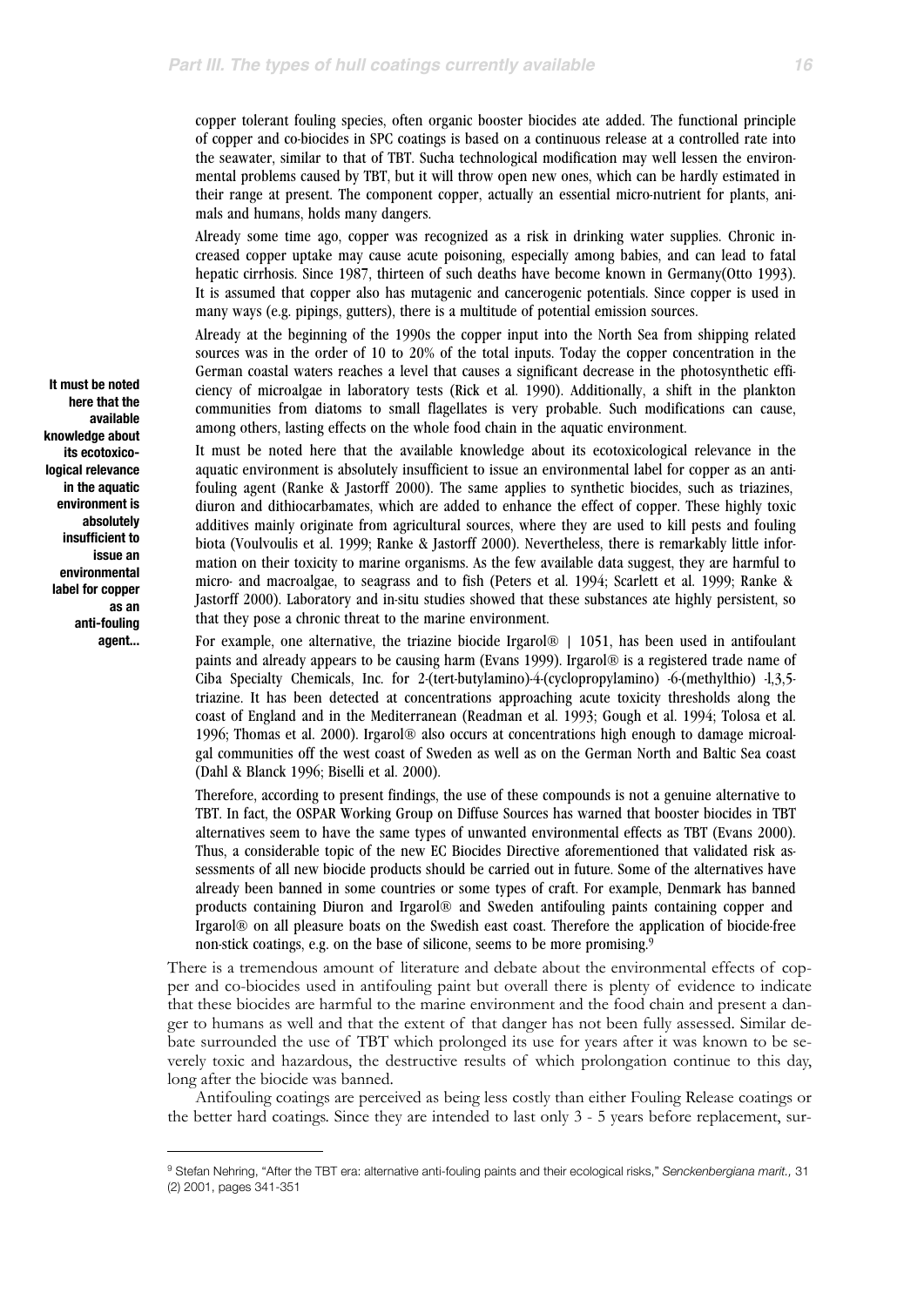copper tolerant fouling species, often organic booster biocides ate added. The functional principle of copper and co-biocides in SPC coatings is based on a continuous release at a controlled rate into the seawater, similar to that of TBT. Sucha technological modification may well lessen the environmental problems caused by TBT, but it will throw open new ones, which can be hardly estimated in their range at present. The component copper, actually an essential micro-nutrient for plants, animals and humans, holds many dangers.

Already some time ago, copper was recognized as a risk in drinking water supplies. Chronic increased copper uptake may cause acute poisoning, especially among babies, and can lead to fatal hepatic cirrhosis. Since 1987, thirteen of such deaths have become known in Germany(Otto 1993). It is assumed that copper also has mutagenic and cancerogenic potentials. Since copper is used in many ways (e.g. pipings, gutters), there is a multitude of potential emission sources.

Already at the beginning of the 1990s the copper input into the North Sea from shipping related sources was in the order of 10 to 20% of the total inputs. Today the copper concentration in the German coastal waters reaches a level that causes a significant decrease in the photosynthetic efficiency of microalgae in laboratory tests (Rick et al. 1990). Additionally, a shift in the plankton communities from diatoms to small flagellates is very probable. Such modifications can cause, among others, lasting effects on the whole food chain in the aquatic environment.

**It must be noted here that the available knowledge about its ecotoxicological relevance in the aquatic environment is absolutely insufficient to issue an environmental label for copper as an anti-fouling agent...**

It must be noted here that the available knowledge about its ecotoxicological relevance in the aquatic environment is absolutely insufficient to issue an environmental label for copper as an antifouling agent (Ranke & Jastorff 2000). The same applies to synthetic biocides, such as triazines, diuron and dithiocarbamates, which are added to enhance the effect of copper. These highly toxic additives mainly originate from agricultural sources, where they are used to kill pests and fouling biota (Voulvoulis et al. 1999; Ranke & Jastorff 2000). Nevertheless, there is remarkably little information on their toxicity to marine organisms. As the few available data suggest, they are harmful to micro- and macroalgae, to seagrass and to fish (Peters et al. 1994; Scarlett et al. 1999; Ranke & Jastorff 2000). Laboratory and in-situ studies showed that these substances ate highly persistent, so that they pose a chronic threat to the marine environment.

For example, one alternative, the triazine biocide Irgarol® | 1051, has been used in antifoulant paints and already appears to be causing harm (Evans 1999). Irgarol® is a registered trade name of Ciba Specialty Chemicals, Inc. for 2-(tert-butylamino)-4-(cyclopropylamino) -6-(methylthio) -l,3,5-triazine. It has been detected at concentrations approaching acute toxicity thresholds along the coast of England and in the Mediterranean (Readman et al. 1993; Gough et al. 1994; Tolosa et al. 1996; Thomas et al. 2000). Irgarol® also occurs at concentrations high enough to damage microalgal communities off the west coast of Sweden as well as on the German North and Baltic Sea coast (Dahl & Blanck 1996; Biselli et al. 2000).

Therefore, according to present findings, the use of these compounds is not a genuine alternative to TBT. In fact, the OSPAR Working Group on Diffuse Sources has warned that booster biocides in TBT alternatives seem to have the same types of unwanted environmental effects as TBT (Evans 2000). Thus, a considerable topic of the new EC Biocides Directive aforementioned that validated risk assessments of all new biocide products should be carried out in future. Some of the alternatives have already been banned in some countries or some types of craft. For example, Denmark has banned products containing Diuron and Irgarol® and Sweden antifouling paints containing copper and Irgarol® on all pleasure boats on the Swedish east coast. Therefore the application of biocide-free non-stick coatings, e.g. on the base of silicone, seems to be more promising.[9]

There is a tremendous amount of literature and debate about the environmental effects of copper and co-biocides used in antifouling paint but overall there is plenty of evidence to indicate that these biocides are harmful to the marine environment and the food chain and present a danger to humans as well and that the extent of that danger has not been fully assessed. Similar debate surrounded the use of TBT which prolonged its use for years after it was known to be severely toxic and hazardous, the destructive results of which prolongation continue to this day, long after the biocide was banned.

Antifouling coatings are perceived as being less costly than either Fouling Release coatings or the better hard coatings. Since they are intended to last only 3 - 5 years before replacement, sur-

---

[9] Stefan Nehring, "After the TBT era: alternative anti-fouling paints and their ecological risks," *Senckenbergiana marit.,* 31 (2) 2001, pages 341-351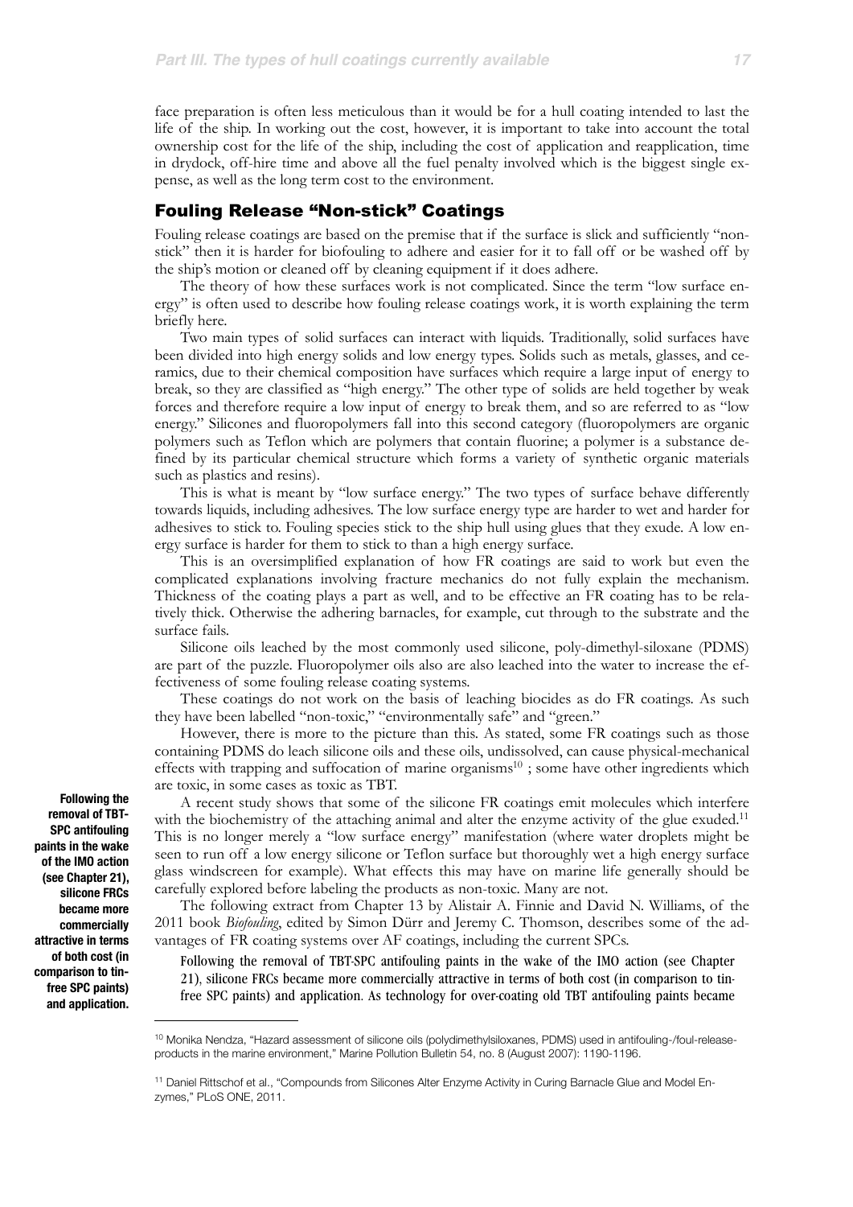face preparation is often less meticulous than it would be for a hull coating intended to last the life of the ship. In working out the cost, however, it is important to take into account the total ownership cost for the life of the ship, including the cost of application and reapplication, time in drydock, off-hire time and above all the fuel penalty involved which is the biggest single expense, as well as the long term cost to the environment.

## Fouling Release "Non-stick" Coatings

Fouling release coatings are based on the premise that if the surface is slick and sufficiently "non-stick" then it is harder for biofouling to adhere and easier for it to fall off or be washed off by the ship's motion or cleaned off by cleaning equipment if it does adhere.

The theory of how these surfaces work is not complicated. Since the term "low surface energy" is often used to describe how fouling release coatings work, it is worth explaining the term briefly here.

Two main types of solid surfaces can interact with liquids. Traditionally, solid surfaces have been divided into high energy solids and low energy types. Solids such as metals, glasses, and ceramics, due to their chemical composition have surfaces which require a large input of energy to break, so they are classified as "high energy." The other type of solids are held together by weak forces and therefore require a low input of energy to break them, and so are referred to as "low energy." Silicones and fluoropolymers fall into this second category (fluoropolymers are organic polymers such as Teflon which are polymers that contain fluorine; a polymer is a substance defined by its particular chemical structure which forms a variety of synthetic organic materials such as plastics and resins).

This is what is meant by "low surface energy." The two types of surface behave differently towards liquids, including adhesives. The low surface energy type are harder to wet and harder for adhesives to stick to. Fouling species stick to the ship hull using glues that they exude. A low energy surface is harder for them to stick to than a high energy surface.

This is an oversimplified explanation of how FR coatings are said to work but even the complicated explanations involving fracture mechanics do not fully explain the mechanism. Thickness of the coating plays a part as well, and to be effective an FR coating has to be relatively thick. Otherwise the adhering barnacles, for example, cut through to the substrate and the surface fails.

Silicone oils leached by the most commonly used silicone, poly-dimethyl-siloxane (PDMS) are part of the puzzle. Fluoropolymer oils also are also leached into the water to increase the effectiveness of some fouling release coating systems.

These coatings do not work on the basis of leaching biocides as do FR coatings. As such they have been labelled "non-toxic," "environmentally safe" and "green."

However, there is more to the picture than this. As stated, some FR coatings such as those containing PDMS do leach silicone oils and these oils, undissolved, can cause physical-mechanical effects with trapping and suffocation of marine organisms[10] ; some have other ingredients which are toxic, in some cases as toxic as TBT.

**Following the removal of TBT-SPC antifouling paints in the wake of the IMO action (see Chapter 21), silicone FRCs became more commercially attractive in terms of both cost (in comparison to tin-free SPC paints) and application.**

A recent study shows that some of the silicone FR coatings emit molecules which interfere with the biochemistry of the attaching animal and alter the enzyme activity of the glue exuded.[11] This is no longer merely a "low surface energy" manifestation (where water droplets might be seen to run off a low energy silicone or Teflon surface but thoroughly wet a high energy surface glass windscreen for example). What effects this may have on marine life generally should be carefully explored before labeling the products as non-toxic. Many are not.

The following extract from Chapter 13 by Alistair A. Finnie and David N. Williams, of the 2011 book *Biofouling*, edited by Simon Dürr and Jeremy C. Thomson, describes some of the advantages of FR coating systems over AF coatings, including the current SPCs.

> Following the removal of TBT-SPC antifouling paints in the wake of the IMO action (see Chapter 21), silicone FRCs became more commercially attractive in terms of both cost (in comparison to tin-free SPC paints) and application. As technology for over-coating old TBT antifouling paints became

---

[10] Monika Nendza, "Hazard assessment of silicone oils (polydimethylsiloxanes, PDMS) used in antifouling-/foul-release-products in the marine environment," Marine Pollution Bulletin 54, no. 8 (August 2007): 1190-1196.

[11] Daniel Rittschof et al., "Compounds from Silicones Alter Enzyme Activity in Curing Barnacle Glue and Model Enzymes," PLoS ONE, 2011.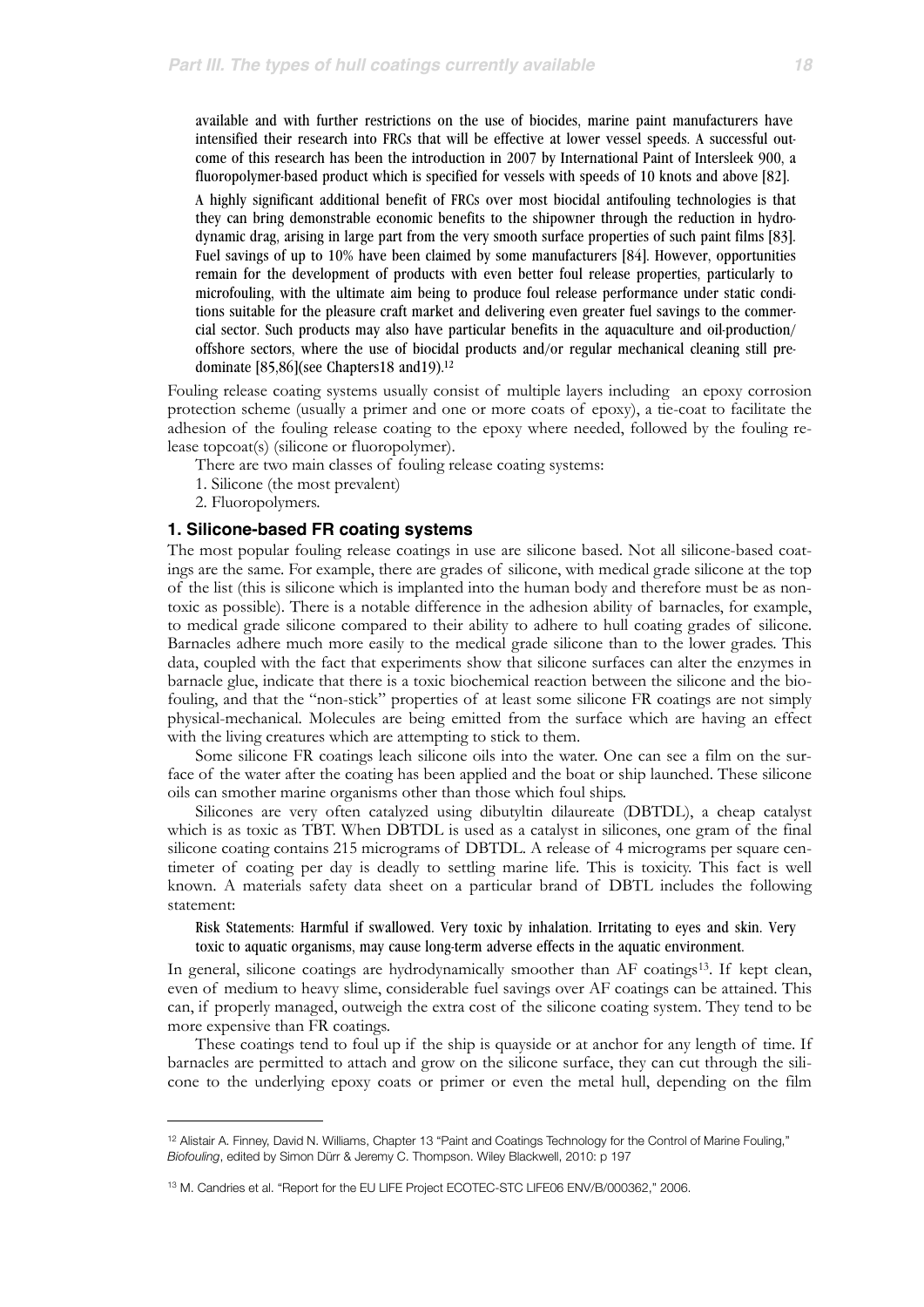available and with further restrictions on the use of biocides, marine paint manufacturers have intensified their research into FRCs that will be effective at lower vessel speeds. A successful outcome of this research has been the introduction in 2007 by International Paint of Intersleek 900, a fluoropolymer-based product which is specified for vessels with speeds of 10 knots and above [82].

> A highly significant additional benefit of FRCs over most biocidal antifouling technologies is that they can bring demonstrable economic benefits to the shipowner through the reduction in hydrodynamic drag, arising in large part from the very smooth surface properties of such paint films [83]. Fuel savings of up to 10% have been claimed by some manufacturers [84]. However, opportunities remain for the development of products with even better foul release properties, particularly to microfouling, with the ultimate aim being to produce foul release performance under static conditions suitable for the pleasure craft market and delivering even greater fuel savings to the commercial sector. Such products may also have particular benefits in the aquaculture and oil-production/offshore sectors, where the use of biocidal products and/or regular mechanical cleaning still predominate [85,86](see Chapters18 and19).[12]

Fouling release coating systems usually consist of multiple layers including an epoxy corrosion protection scheme (usually a primer and one or more coats of epoxy), a tie-coat to facilitate the adhesion of the fouling release coating to the epoxy where needed, followed by the fouling release topcoat(s) (silicone or fluoropolymer).

There are two main classes of fouling release coating systems:

1. Silicone (the most prevalent)
2. Fluoropolymers.

### 1. Silicone-based FR coating systems

The most popular fouling release coatings in use are silicone based. Not all silicone-based coatings are the same. For example, there are grades of silicone, with medical grade silicone at the top of the list (this is silicone which is implanted into the human body and therefore must be as non-toxic as possible). There is a notable difference in the adhesion ability of barnacles, for example, to medical grade silicone compared to their ability to adhere to hull coating grades of silicone. Barnacles adhere much more easily to the medical grade silicone than to the lower grades. This data, coupled with the fact that experiments show that silicone surfaces can alter the enzymes in barnacle glue, indicate that there is a toxic biochemical reaction between the silicone and the biofouling, and that the "non-stick" properties of at least some silicone FR coatings are not simply physical-mechanical. Molecules are being emitted from the surface which are having an effect with the living creatures which are attempting to stick to them.

Some silicone FR coatings leach silicone oils into the water. One can see a film on the surface of the water after the coating has been applied and the boat or ship launched. These silicone oils can smother marine organisms other than those which foul ships.

Silicones are very often catalyzed using dibutyltin dilaureate (DBTDL), a cheap catalyst which is as toxic as TBT. When DBTDL is used as a catalyst in silicones, one gram of the final silicone coating contains 215 micrograms of DBTDL. A release of 4 micrograms per square centimeter of coating per day is deadly to settling marine life. This is toxicity. This fact is well known. A materials safety data sheet on a particular brand of DBTL includes the following statement:

> Risk Statements: Harmful if swallowed. Very toxic by inhalation. Irritating to eyes and skin. Very toxic to aquatic organisms, may cause long-term adverse effects in the aquatic environment.

In general, silicone coatings are hydrodynamically smoother than AF coatings[13]. If kept clean, even of medium to heavy slime, considerable fuel savings over AF coatings can be attained. This can, if properly managed, outweigh the extra cost of the silicone coating system. They tend to be more expensive than FR coatings.

These coatings tend to foul up if the ship is quayside or at anchor for any length of time. If barnacles are permitted to attach and grow on the silicone surface, they can cut through the silicone to the underlying epoxy coats or primer or even the metal hull, depending on the film

---

[12] Alistair A. Finney, David N. Williams, Chapter 13 "Paint and Coatings Technology for the Control of Marine Fouling," *Biofouling*, edited by Simon Dürr & Jeremy C. Thompson. Wiley Blackwell, 2010: p 197

[13] M. Candries et al. "Report for the EU LIFE Project ECOTEC-STC LIFE06 ENV/B/000362," 2006.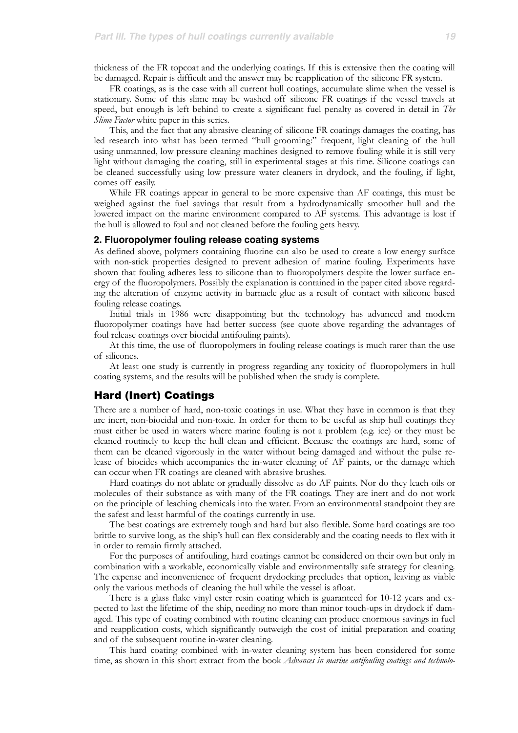thickness of the FR topcoat and the underlying coatings. If this is extensive then the coating will be damaged. Repair is difficult and the answer may be reapplication of the silicone FR system.

FR coatings, as is the case with all current hull coatings, accumulate slime when the vessel is stationary. Some of this slime may be washed off silicone FR coatings if the vessel travels at speed, but enough is left behind to create a significant fuel penalty as covered in detail in *The Slime Factor* white paper in this series.

This, and the fact that any abrasive cleaning of silicone FR coatings damages the coating, has led research into what has been termed "hull grooming:" frequent, light cleaning of the hull using unmanned, low pressure cleaning machines designed to remove fouling while it is still very light without damaging the coating, still in experimental stages at this time. Silicone coatings can be cleaned successfully using low pressure water cleaners in drydock, and the fouling, if light, comes off easily.

While FR coatings appear in general to be more expensive than AF coatings, this must be weighed against the fuel savings that result from a hydrodynamically smoother hull and the lowered impact on the marine environment compared to AF systems. This advantage is lost if the hull is allowed to foul and not cleaned before the fouling gets heavy.

### 2. Fluoropolymer fouling release coating systems

As defined above, polymers containing fluorine can also be used to create a low energy surface with non-stick properties designed to prevent adhesion of marine fouling. Experiments have shown that fouling adheres less to silicone than to fluoropolymers despite the lower surface energy of the fluoropolymers. Possibly the explanation is contained in the paper cited above regarding the alteration of enzyme activity in barnacle glue as a result of contact with silicone based fouling release coatings.

Initial trials in 1986 were disappointing but the technology has advanced and modern fluoropolymer coatings have had better success (see quote above regarding the advantages of foul release coatings over biocidal antifouling paints).

At this time, the use of fluoropolymers in fouling release coatings is much rarer than the use of silicones.

At least one study is currently in progress regarding any toxicity of fluoropolymers in hull coating systems, and the results will be published when the study is complete.

## Hard (Inert) Coatings

There are a number of hard, non-toxic coatings in use. What they have in common is that they are inert, non-biocidal and non-toxic. In order for them to be useful as ship hull coatings they must either be used in waters where marine fouling is not a problem (e.g. ice) or they must be cleaned routinely to keep the hull clean and efficient. Because the coatings are hard, some of them can be cleaned vigorously in the water without being damaged and without the pulse release of biocides which accompanies the in-water cleaning of AF paints, or the damage which can occur when FR coatings are cleaned with abrasive brushes.

Hard coatings do not ablate or gradually dissolve as do AF paints. Nor do they leach oils or molecules of their substance as with many of the FR coatings. They are inert and do not work on the principle of leaching chemicals into the water. From an environmental standpoint they are the safest and least harmful of the coatings currently in use.

The best coatings are extremely tough and hard but also flexible. Some hard coatings are too brittle to survive long, as the ship's hull can flex considerably and the coating needs to flex with it in order to remain firmly attached.

For the purposes of antifouling, hard coatings cannot be considered on their own but only in combination with a workable, economically viable and environmentally safe strategy for cleaning. The expense and inconvenience of frequent drydocking precludes that option, leaving as viable only the various methods of cleaning the hull while the vessel is afloat.

There is a glass flake vinyl ester resin coating which is guaranteed for 10-12 years and expected to last the lifetime of the ship, needing no more than minor touch-ups in drydock if damaged. This type of coating combined with routine cleaning can produce enormous savings in fuel and reapplication costs, which significantly outweigh the cost of initial preparation and coating and of the subsequent routine in-water cleaning.

This hard coating combined with in-water cleaning system has been considered for some time, as shown in this short extract from the book *Advances in marine antifouling coatings and technolo-*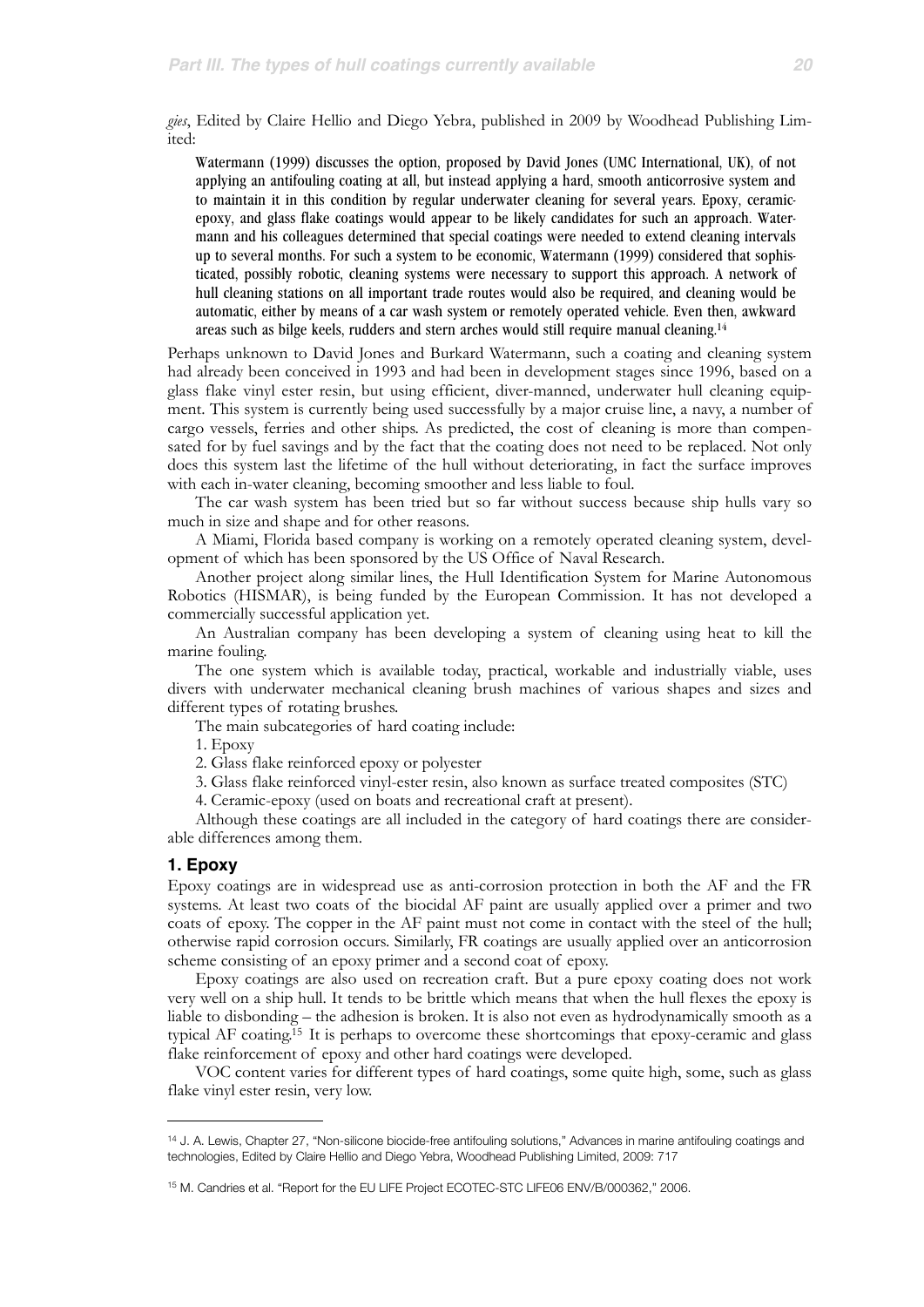*gies*, Edited by Claire Hellio and Diego Yebra, published in 2009 by Woodhead Publishing Limited:

> Watermann (1999) discusses the option, proposed by David Jones (UMC International, UK), of not applying an antifouling coating at all, but instead applying a hard, smooth anticorrosive system and to maintain it in this condition by regular underwater cleaning for several years. Epoxy, ceramic-epoxy, and glass flake coatings would appear to be likely candidates for such an approach. Watermann and his colleagues determined that special coatings were needed to extend cleaning intervals up to several months. For such a system to be economic, Watermann (1999) considered that sophisticated, possibly robotic, cleaning systems were necessary to support this approach. A network of hull cleaning stations on all important trade routes would also be required, and cleaning would be automatic, either by means of a car wash system or remotely operated vehicle. Even then, awkward areas such as bilge keels, rudders and stern arches would still require manual cleaning.[14]

Perhaps unknown to David Jones and Burkard Watermann, such a coating and cleaning system had already been conceived in 1993 and had been in development stages since 1996, based on a glass flake vinyl ester resin, but using efficient, diver-manned, underwater hull cleaning equipment. This system is currently being used successfully by a major cruise line, a navy, a number of cargo vessels, ferries and other ships. As predicted, the cost of cleaning is more than compensated for by fuel savings and by the fact that the coating does not need to be replaced. Not only does this system last the lifetime of the hull without deteriorating, in fact the surface improves with each in-water cleaning, becoming smoother and less liable to foul.

The car wash system has been tried but so far without success because ship hulls vary so much in size and shape and for other reasons.

A Miami, Florida based company is working on a remotely operated cleaning system, development of which has been sponsored by the US Office of Naval Research.

Another project along similar lines, the Hull Identification System for Marine Autonomous Robotics (HISMAR), is being funded by the European Commission. It has not developed a commercially successful application yet.

An Australian company has been developing a system of cleaning using heat to kill the marine fouling.

The one system which is available today, practical, workable and industrially viable, uses divers with underwater mechanical cleaning brush machines of various shapes and sizes and different types of rotating brushes.

The main subcategories of hard coating include:

1. Epoxy
2. Glass flake reinforced epoxy or polyester
3. Glass flake reinforced vinyl-ester resin, also known as surface treated composites (STC)
4. Ceramic-epoxy (used on boats and recreational craft at present).

Although these coatings are all included in the category of hard coatings there are considerable differences among them.

### 1. Epoxy

Epoxy coatings are in widespread use as anti-corrosion protection in both the AF and the FR systems. At least two coats of the biocidal AF paint are usually applied over a primer and two coats of epoxy. The copper in the AF paint must not come in contact with the steel of the hull; otherwise rapid corrosion occurs. Similarly, FR coatings are usually applied over an anticorrosion scheme consisting of an epoxy primer and a second coat of epoxy.

Epoxy coatings are also used on recreation craft. But a pure epoxy coating does not work very well on a ship hull. It tends to be brittle which means that when the hull flexes the epoxy is liable to disbonding – the adhesion is broken. It is also not even as hydrodynamically smooth as a typical AF coating.[15] It is perhaps to overcome these shortcomings that epoxy-ceramic and glass flake reinforcement of epoxy and other hard coatings were developed.

VOC content varies for different types of hard coatings, some quite high, some, such as glass flake vinyl ester resin, very low.

---

[14] J. A. Lewis, Chapter 27, "Non-silicone biocide-free antifouling solutions," Advances in marine antifouling coatings and technologies, Edited by Claire Hellio and Diego Yebra, Woodhead Publishing Limited, 2009: 717

[15] M. Candries et al. "Report for the EU LIFE Project ECOTEC-STC LIFE06 ENV/B/000362," 2006.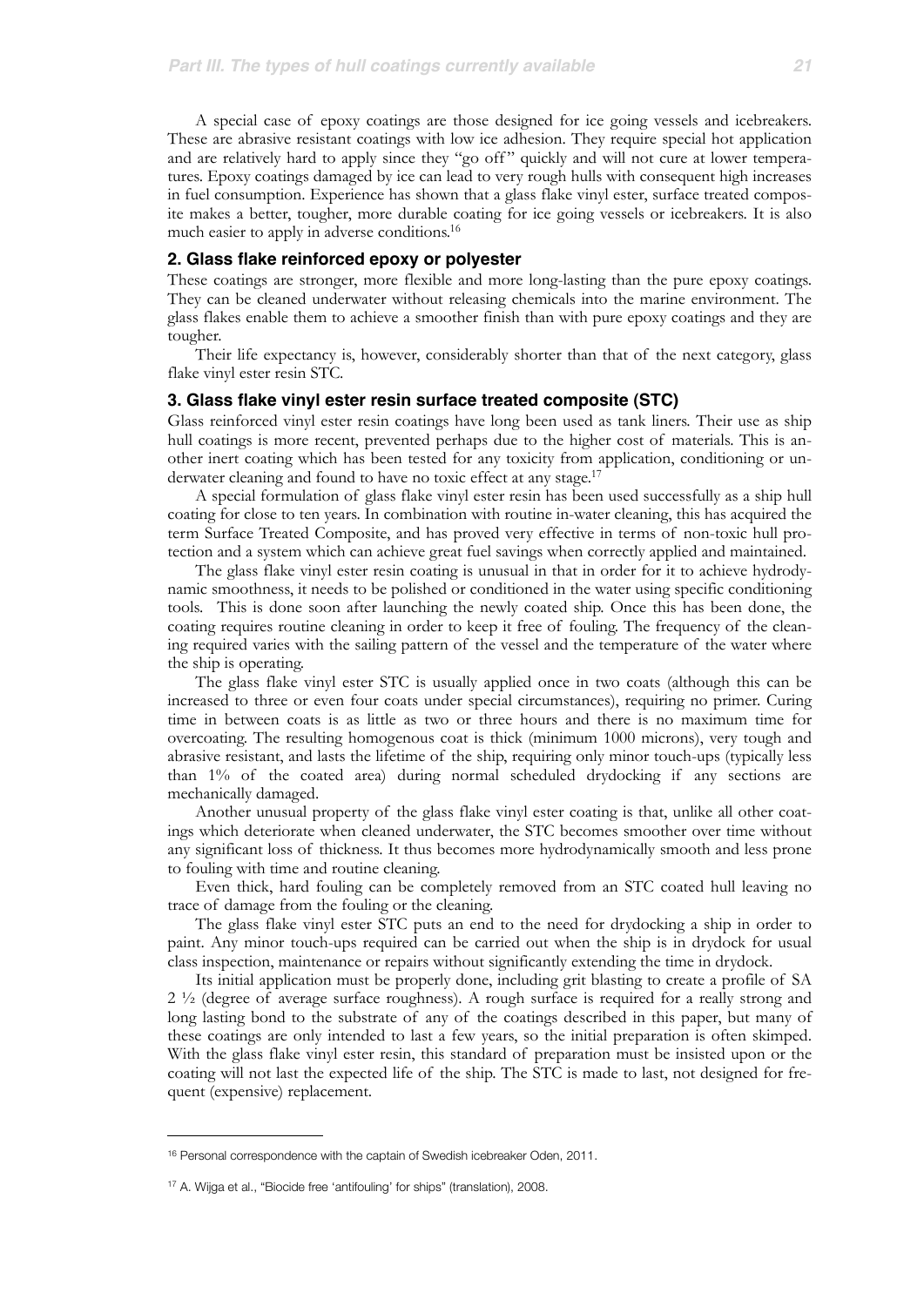A special case of epoxy coatings are those designed for ice going vessels and icebreakers. These are abrasive resistant coatings with low ice adhesion. They require special hot application and are relatively hard to apply since they "go off" quickly and will not cure at lower temperatures. Epoxy coatings damaged by ice can lead to very rough hulls with consequent high increases in fuel consumption. Experience has shown that a glass flake vinyl ester, surface treated composite makes a better, tougher, more durable coating for ice going vessels or icebreakers. It is also much easier to apply in adverse conditions.[16]

### 2. Glass flake reinforced epoxy or polyester

These coatings are stronger, more flexible and more long-lasting than the pure epoxy coatings. They can be cleaned underwater without releasing chemicals into the marine environment. The glass flakes enable them to achieve a smoother finish than with pure epoxy coatings and they are tougher.

Their life expectancy is, however, considerably shorter than that of the next category, glass flake vinyl ester resin STC.

### 3. Glass flake vinyl ester resin surface treated composite (STC)

Glass reinforced vinyl ester resin coatings have long been used as tank liners. Their use as ship hull coatings is more recent, prevented perhaps due to the higher cost of materials. This is another inert coating which has been tested for any toxicity from application, conditioning or underwater cleaning and found to have no toxic effect at any stage.[17]

A special formulation of glass flake vinyl ester resin has been used successfully as a ship hull coating for close to ten years. In combination with routine in-water cleaning, this has acquired the term Surface Treated Composite, and has proved very effective in terms of non-toxic hull protection and a system which can achieve great fuel savings when correctly applied and maintained.

The glass flake vinyl ester resin coating is unusual in that in order for it to achieve hydrodynamic smoothness, it needs to be polished or conditioned in the water using specific conditioning tools. This is done soon after launching the newly coated ship. Once this has been done, the coating requires routine cleaning in order to keep it free of fouling. The frequency of the cleaning required varies with the sailing pattern of the vessel and the temperature of the water where the ship is operating.

The glass flake vinyl ester STC is usually applied once in two coats (although this can be increased to three or even four coats under special circumstances), requiring no primer. Curing time in between coats is as little as two or three hours and there is no maximum time for overcoating. The resulting homogenous coat is thick (minimum 1000 microns), very tough and abrasive resistant, and lasts the lifetime of the ship, requiring only minor touch-ups (typically less than 1% of the coated area) during normal scheduled drydocking if any sections are mechanically damaged.

Another unusual property of the glass flake vinyl ester coating is that, unlike all other coatings which deteriorate when cleaned underwater, the STC becomes smoother over time without any significant loss of thickness. It thus becomes more hydrodynamically smooth and less prone to fouling with time and routine cleaning.

Even thick, hard fouling can be completely removed from an STC coated hull leaving no trace of damage from the fouling or the cleaning.

The glass flake vinyl ester STC puts an end to the need for drydocking a ship in order to paint. Any minor touch-ups required can be carried out when the ship is in drydock for usual class inspection, maintenance or repairs without significantly extending the time in drydock.

Its initial application must be properly done, including grit blasting to create a profile of SA 2 ½ (degree of average surface roughness). A rough surface is required for a really strong and long lasting bond to the substrate of any of the coatings described in this paper, but many of these coatings are only intended to last a few years, so the initial preparation is often skimped. With the glass flake vinyl ester resin, this standard of preparation must be insisted upon or the coating will not last the expected life of the ship. The STC is made to last, not designed for frequent (expensive) replacement.

---

[16] Personal correspondence with the captain of Swedish icebreaker Oden, 2011.

[17] A. Wijga et al., "Biocide free 'antifouling' for ships" (translation), 2008.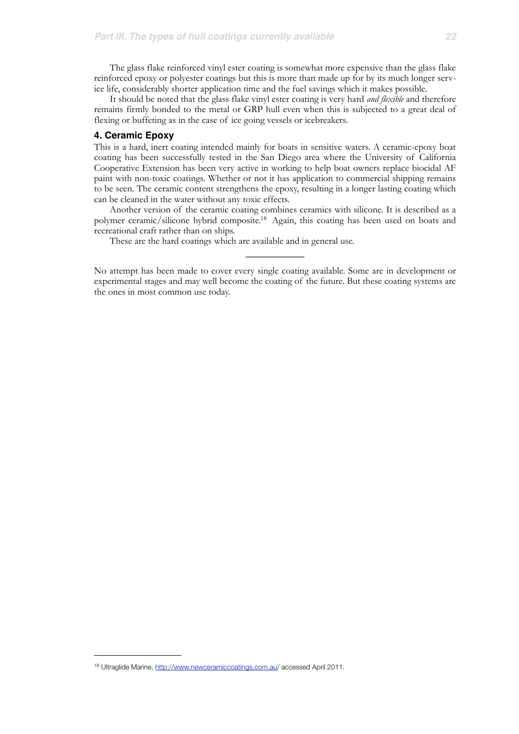The glass flake reinforced vinyl ester coating is somewhat more expensive than the glass flake reinforced epoxy or polyester coatings but this is more than made up for by its much longer service life, considerably shorter application time and the fuel savings which it makes possible.

It should be noted that the glass flake vinyl ester coating is very hard *and flexible* and therefore remains firmly bonded to the metal or GRP hull even when this is subjected to a great deal of flexing or buffeting as in the case of ice going vessels or icebreakers.

### 4. Ceramic Epoxy

This is a hard, inert coating intended mainly for boats in sensitive waters. A ceramic-epoxy boat coating has been successfully tested in the San Diego area where the University of California Cooperative Extension has been very active in working to help boat owners replace biocidal AF paint with non-toxic coatings. Whether or not it has application to commercial shipping remains to be seen. The ceramic content strengthens the epoxy, resulting in a longer lasting coating which can be cleaned in the water without any toxic effects.

Another version of the ceramic coating combines ceramics with silicone. It is described as a polymer ceramic/silicone hybrid composite.[18] Again, this coating has been used on boats and recreational craft rather than on ships.

These are the hard coatings which are available and in general use.

---

No attempt has been made to cover every single coating available. Some are in development or experimental stages and may well become the coating of the future. But these coating systems are the ones in most common use today.

---

[18] Ultraglide Marine, http://www.newceramiccoatings.com.au/ accessed April 2011.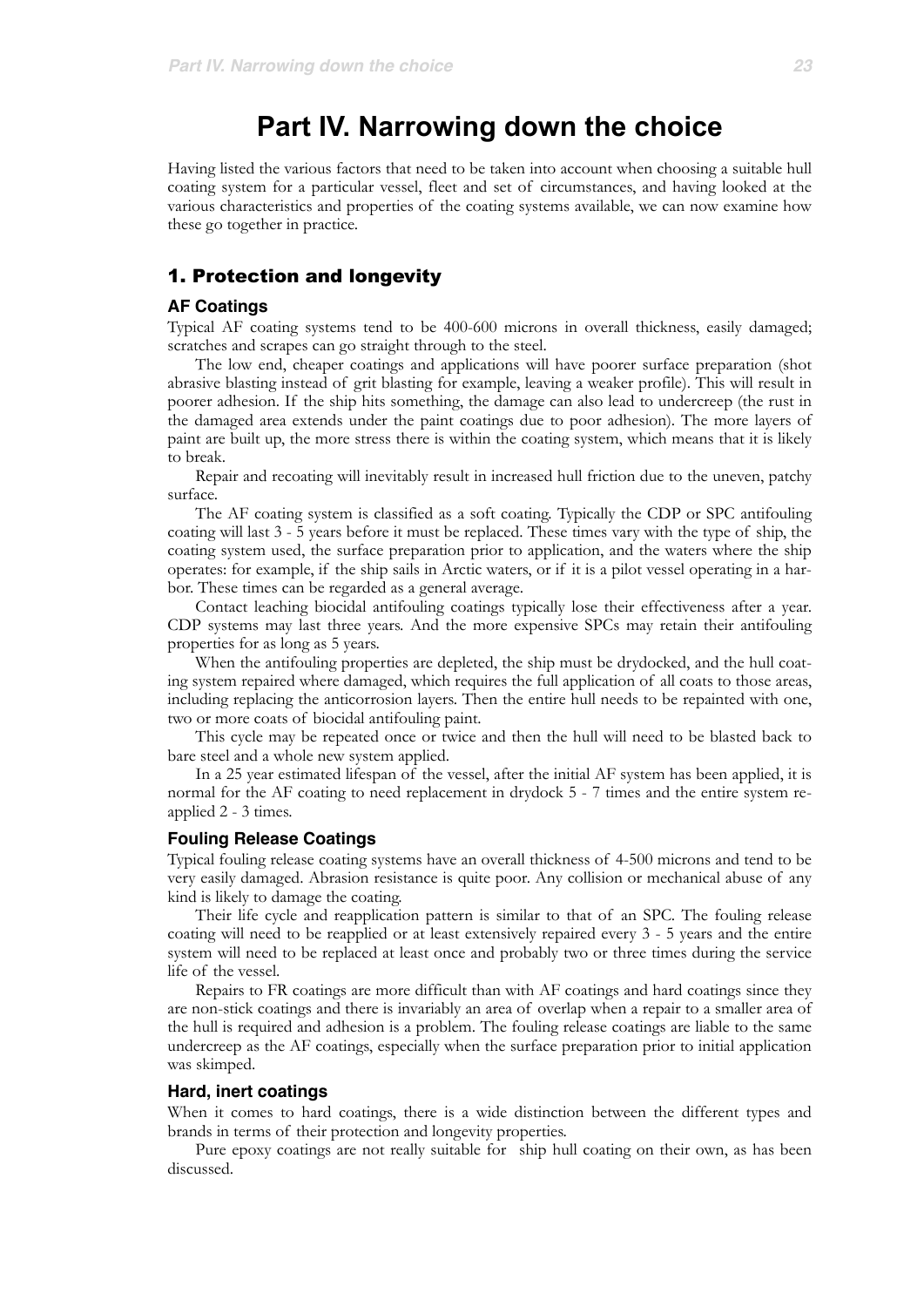# Part IV. Narrowing down the choice

Having listed the various factors that need to be taken into account when choosing a suitable hull coating system for a particular vessel, fleet and set of circumstances, and having looked at the various characteristics and properties of the coating systems available, we can now examine how these go together in practice.

## 1. Protection and longevity

### AF Coatings

Typical AF coating systems tend to be 400-600 microns in overall thickness, easily damaged; scratches and scrapes can go straight through to the steel.

The low end, cheaper coatings and applications will have poorer surface preparation (shot abrasive blasting instead of grit blasting for example, leaving a weaker profile). This will result in poorer adhesion. If the ship hits something, the damage can also lead to undercreep (the rust in the damaged area extends under the paint coatings due to poor adhesion). The more layers of paint are built up, the more stress there is within the coating system, which means that it is likely to break.

Repair and recoating will inevitably result in increased hull friction due to the uneven, patchy surface.

The AF coating system is classified as a soft coating. Typically the CDP or SPC antifouling coating will last 3 - 5 years before it must be replaced. These times vary with the type of ship, the coating system used, the surface preparation prior to application, and the waters where the ship operates: for example, if the ship sails in Arctic waters, or if it is a pilot vessel operating in a harbor. These times can be regarded as a general average.

Contact leaching biocidal antifouling coatings typically lose their effectiveness after a year. CDP systems may last three years. And the more expensive SPCs may retain their antifouling properties for as long as 5 years.

When the antifouling properties are depleted, the ship must be drydocked, and the hull coating system repaired where damaged, which requires the full application of all coats to those areas, including replacing the anticorrosion layers. Then the entire hull needs to be repainted with one, two or more coats of biocidal antifouling paint.

This cycle may be repeated once or twice and then the hull will need to be blasted back to bare steel and a whole new system applied.

In a 25 year estimated lifespan of the vessel, after the initial AF system has been applied, it is normal for the AF coating to need replacement in drydock 5 - 7 times and the entire system reapplied 2 - 3 times.

### Fouling Release Coatings

Typical fouling release coating systems have an overall thickness of 4-500 microns and tend to be very easily damaged. Abrasion resistance is quite poor. Any collision or mechanical abuse of any kind is likely to damage the coating.

Their life cycle and reapplication pattern is similar to that of an SPC. The fouling release coating will need to be reapplied or at least extensively repaired every 3 - 5 years and the entire system will need to be replaced at least once and probably two or three times during the service life of the vessel.

Repairs to FR coatings are more difficult than with AF coatings and hard coatings since they are non-stick coatings and there is invariably an area of overlap when a repair to a smaller area of the hull is required and adhesion is a problem. The fouling release coatings are liable to the same undercreep as the AF coatings, especially when the surface preparation prior to initial application was skimped.

### Hard, inert coatings

When it comes to hard coatings, there is a wide distinction between the different types and brands in terms of their protection and longevity properties.

Pure epoxy coatings are not really suitable for ship hull coating on their own, as has been discussed.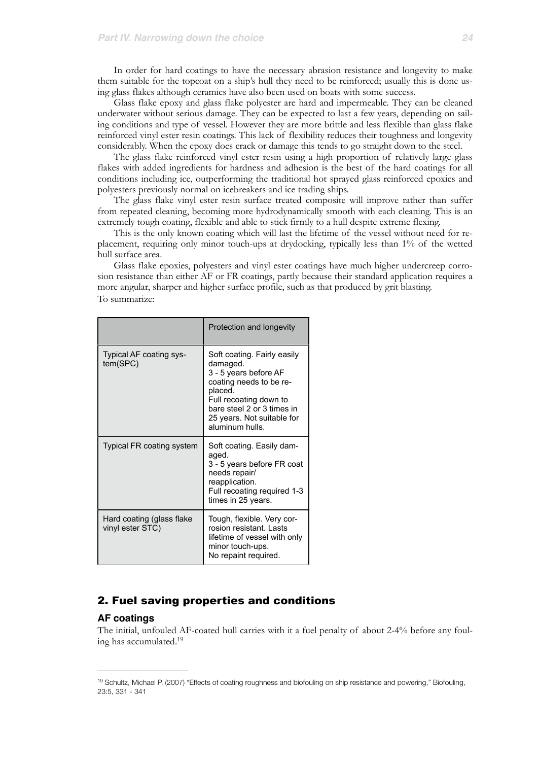In order for hard coatings to have the necessary abrasion resistance and longevity to make them suitable for the topcoat on a ship's hull they need to be reinforced; usually this is done using glass flakes although ceramics have also been used on boats with some success.

Glass flake epoxy and glass flake polyester are hard and impermeable. They can be cleaned underwater without serious damage. They can be expected to last a few years, depending on sailing conditions and type of vessel. However they are more brittle and less flexible than glass flake reinforced vinyl ester resin coatings. This lack of flexibility reduces their toughness and longevity considerably. When the epoxy does crack or damage this tends to go straight down to the steel.

The glass flake reinforced vinyl ester resin using a high proportion of relatively large glass flakes with added ingredients for hardness and adhesion is the best of the hard coatings for all conditions including ice, outperforming the traditional hot sprayed glass reinforced epoxies and polyesters previously normal on icebreakers and ice trading ships.

The glass flake vinyl ester resin surface treated composite will improve rather than suffer from repeated cleaning, becoming more hydrodynamically smooth with each cleaning. This is an extremely tough coating, flexible and able to stick firmly to a hull despite extreme flexing.

This is the only known coating which will last the lifetime of the vessel without need for replacement, requiring only minor touch-ups at drydocking, typically less than 1% of the wetted hull surface area.

Glass flake epoxies, polyesters and vinyl ester coatings have much higher undercreep corrosion resistance than either AF or FR coatings, partly because their standard application requires a more angular, sharper and higher surface profile, such as that produced by grit blasting.

To summarize:

| | Protection and longevity |
|---|---|
| Typical AF coating system(SPC) | Soft coating. Fairly easily damaged. 3 - 5 years before AF coating needs to be replaced. Full recoating down to bare steel 2 or 3 times in 25 years. Not suitable for aluminum hulls. |
| Typical FR coating system | Soft coating. Easily damaged. 3 - 5 years before FR coat needs repair/ reapplication. Full recoating required 1-3 times in 25 years. |
| Hard coating (glass flake vinyl ester STC) | Tough, flexible. Very corrosion resistant. Lasts lifetime of vessel with only minor touch-ups. No repaint required. |

## 2. Fuel saving properties and conditions

### AF coatings

The initial, unfouled AF-coated hull carries with it a fuel penalty of about 2-4% before any fouling has accumulated.[19]

---

[19] Schultz, Michael P. (2007) "Effects of coating roughness and biofouling on ship resistance and powering," Biofouling, 23:5, 331 - 341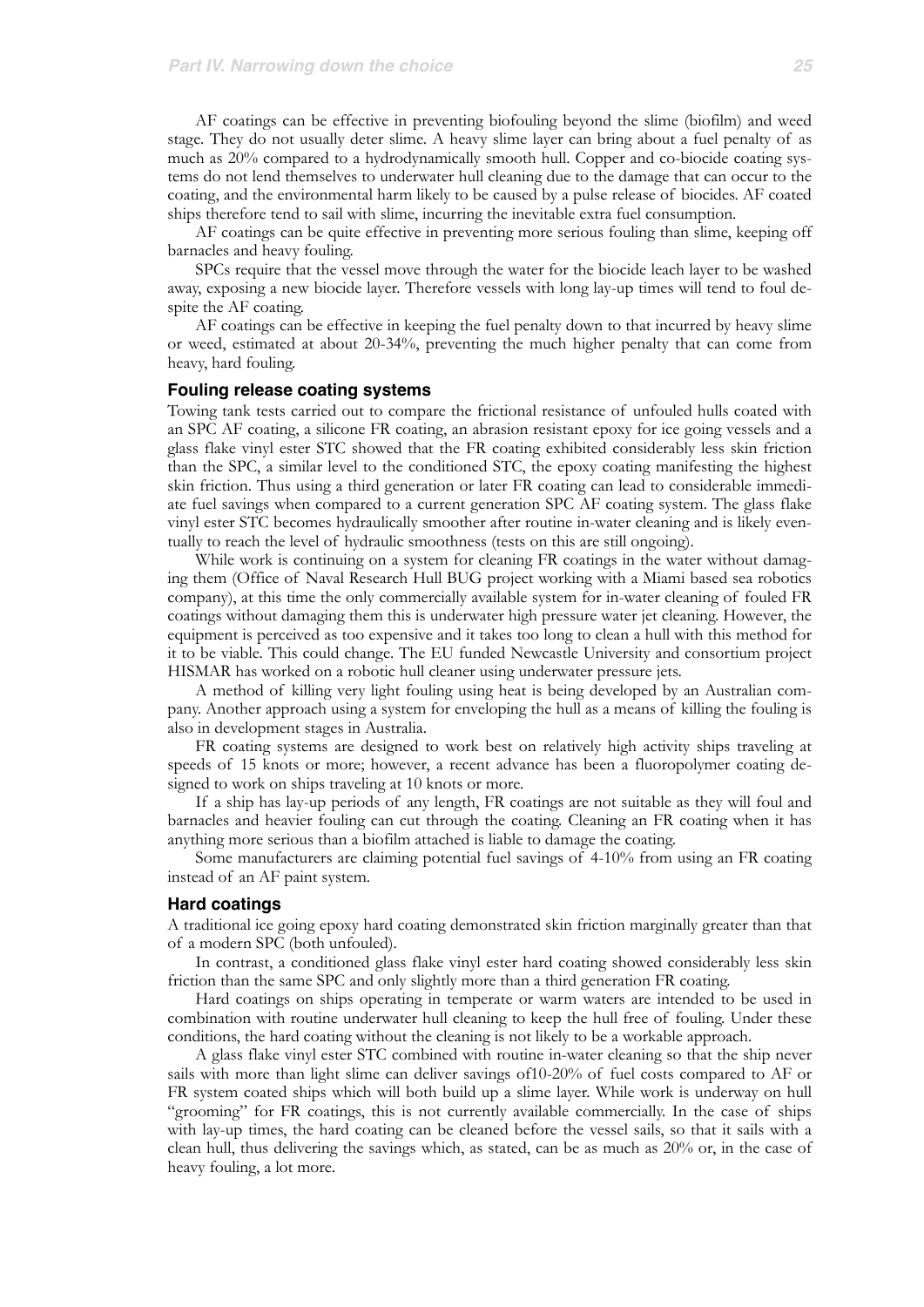AF coatings can be effective in preventing biofouling beyond the slime (biofilm) and weed stage. They do not usually deter slime. A heavy slime layer can bring about a fuel penalty of as much as 20% compared to a hydrodynamically smooth hull. Copper and co-biocide coating systems do not lend themselves to underwater hull cleaning due to the damage that can occur to the coating, and the environmental harm likely to be caused by a pulse release of biocides. AF coated ships therefore tend to sail with slime, incurring the inevitable extra fuel consumption.

AF coatings can be quite effective in preventing more serious fouling than slime, keeping off barnacles and heavy fouling.

SPCs require that the vessel move through the water for the biocide leach layer to be washed away, exposing a new biocide layer. Therefore vessels with long lay-up times will tend to foul despite the AF coating.

AF coatings can be effective in keeping the fuel penalty down to that incurred by heavy slime or weed, estimated at about 20-34%, preventing the much higher penalty that can come from heavy, hard fouling.

### Fouling release coating systems

Towing tank tests carried out to compare the frictional resistance of unfouled hulls coated with an SPC AF coating, a silicone FR coating, an abrasion resistant epoxy for ice going vessels and a glass flake vinyl ester STC showed that the FR coating exhibited considerably less skin friction than the SPC, a similar level to the conditioned STC, the epoxy coating manifesting the highest skin friction. Thus using a third generation or later FR coating can lead to considerable immediate fuel savings when compared to a current generation SPC AF coating system. The glass flake vinyl ester STC becomes hydraulically smoother after routine in-water cleaning and is likely eventually to reach the level of hydraulic smoothness (tests on this are still ongoing).

While work is continuing on a system for cleaning FR coatings in the water without damaging them (Office of Naval Research Hull BUG project working with a Miami based sea robotics company), at this time the only commercially available system for in-water cleaning of fouled FR coatings without damaging them this is underwater high pressure water jet cleaning. However, the equipment is perceived as too expensive and it takes too long to clean a hull with this method for it to be viable. This could change. The EU funded Newcastle University and consortium project HISMAR has worked on a robotic hull cleaner using underwater pressure jets.

A method of killing very light fouling using heat is being developed by an Australian company. Another approach using a system for enveloping the hull as a means of killing the fouling is also in development stages in Australia.

FR coating systems are designed to work best on relatively high activity ships traveling at speeds of 15 knots or more; however, a recent advance has been a fluoropolymer coating designed to work on ships traveling at 10 knots or more.

If a ship has lay-up periods of any length, FR coatings are not suitable as they will foul and barnacles and heavier fouling can cut through the coating. Cleaning an FR coating when it has anything more serious than a biofilm attached is liable to damage the coating.

Some manufacturers are claiming potential fuel savings of 4-10% from using an FR coating instead of an AF paint system.

### Hard coatings

A traditional ice going epoxy hard coating demonstrated skin friction marginally greater than that of a modern SPC (both unfouled).

In contrast, a conditioned glass flake vinyl ester hard coating showed considerably less skin friction than the same SPC and only slightly more than a third generation FR coating.

Hard coatings on ships operating in temperate or warm waters are intended to be used in combination with routine underwater hull cleaning to keep the hull free of fouling. Under these conditions, the hard coating without the cleaning is not likely to be a workable approach.

A glass flake vinyl ester STC combined with routine in-water cleaning so that the ship never sails with more than light slime can deliver savings of10-20% of fuel costs compared to AF or FR system coated ships which will both build up a slime layer. While work is underway on hull "grooming" for FR coatings, this is not currently available commercially. In the case of ships with lay-up times, the hard coating can be cleaned before the vessel sails, so that it sails with a clean hull, thus delivering the savings which, as stated, can be as much as 20% or, in the case of heavy fouling, a lot more.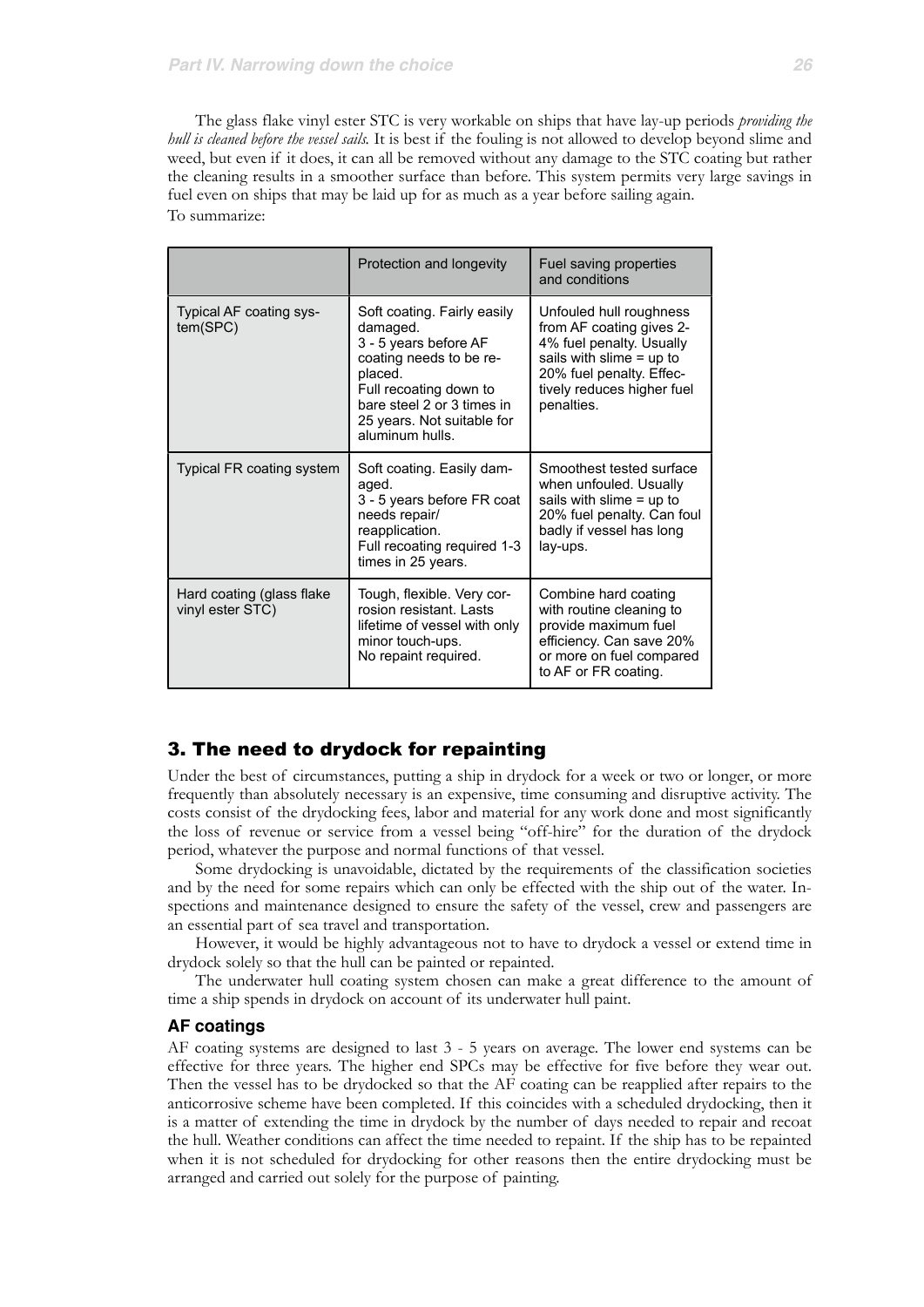The glass flake vinyl ester STC is very workable on ships that have lay-up periods *providing the hull is cleaned before the vessel sails.* It is best if the fouling is not allowed to develop beyond slime and weed, but even if it does, it can all be removed without any damage to the STC coating but rather the cleaning results in a smoother surface than before. This system permits very large savings in fuel even on ships that may be laid up for as much as a year before sailing again.

To summarize:

| | Protection and longevity | Fuel saving properties and conditions |
|---|---|---|
| Typical AF coating system(SPC) | Soft coating. Fairly easily damaged. 3 - 5 years before AF coating needs to be replaced. Full recoating down to bare steel 2 or 3 times in 25 years. Not suitable for aluminum hulls. | Unfouled hull roughness from AF coating gives 2-4% fuel penalty. Usually sails with slime = up to 20% fuel penalty. Effectively reduces higher fuel penalties. |
| Typical FR coating system | Soft coating. Easily damaged. 3 - 5 years before FR coat needs repair/ reapplication. Full recoating required 1-3 times in 25 years. | Smoothest tested surface when unfouled. Usually sails with slime = up to 20% fuel penalty. Can foul badly if vessel has long lay-ups. |
| Hard coating (glass flake vinyl ester STC) | Tough, flexible. Very corrosion resistant. Lasts lifetime of vessel with only minor touch-ups. No repaint required. | Combine hard coating with routine cleaning to provide maximum fuel efficiency. Can save 20% or more on fuel compared to AF or FR coating. |

## 3. The need to drydock for repainting

Under the best of circumstances, putting a ship in drydock for a week or two or longer, or more frequently than absolutely necessary is an expensive, time consuming and disruptive activity. The costs consist of the drydocking fees, labor and material for any work done and most significantly the loss of revenue or service from a vessel being "off-hire" for the duration of the drydock period, whatever the purpose and normal functions of that vessel.

Some drydocking is unavoidable, dictated by the requirements of the classification societies and by the need for some repairs which can only be effected with the ship out of the water. Inspections and maintenance designed to ensure the safety of the vessel, crew and passengers are an essential part of sea travel and transportation.

However, it would be highly advantageous not to have to drydock a vessel or extend time in drydock solely so that the hull can be painted or repainted.

The underwater hull coating system chosen can make a great difference to the amount of time a ship spends in drydock on account of its underwater hull paint.

### AF coatings

AF coating systems are designed to last 3 - 5 years on average. The lower end systems can be effective for three years. The higher end SPCs may be effective for five before they wear out. Then the vessel has to be drydocked so that the AF coating can be reapplied after repairs to the anticorrosive scheme have been completed. If this coincides with a scheduled drydocking, then it is a matter of extending the time in drydock by the number of days needed to repair and recoat the hull. Weather conditions can affect the time needed to repaint. If the ship has to be repainted when it is not scheduled for drydocking for other reasons then the entire drydocking must be arranged and carried out solely for the purpose of painting.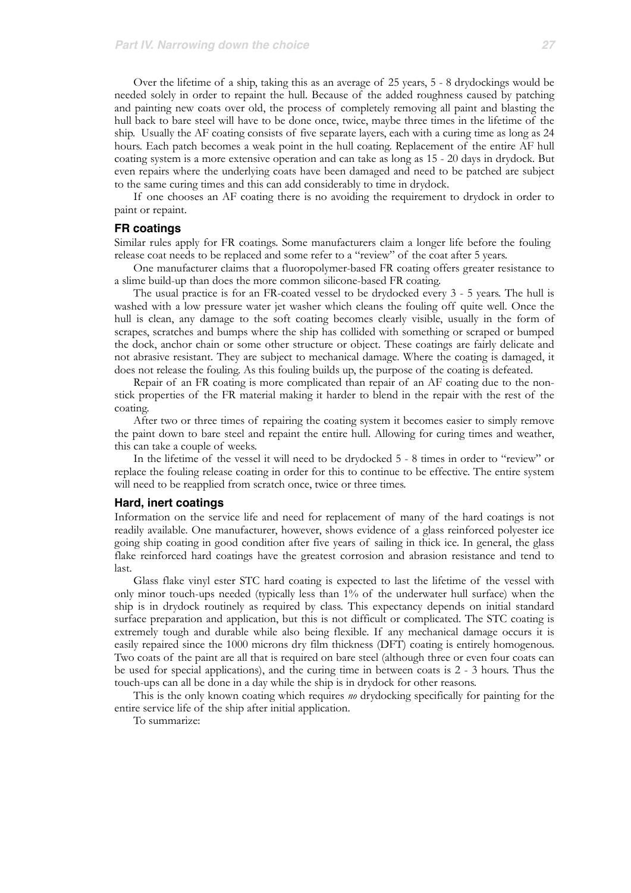Over the lifetime of a ship, taking this as an average of 25 years, 5 - 8 drydockings would be needed solely in order to repaint the hull. Because of the added roughness caused by patching and painting new coats over old, the process of completely removing all paint and blasting the hull back to bare steel will have to be done once, twice, maybe three times in the lifetime of the ship. Usually the AF coating consists of five separate layers, each with a curing time as long as 24 hours. Each patch becomes a weak point in the hull coating. Replacement of the entire AF hull coating system is a more extensive operation and can take as long as 15 - 20 days in drydock. But even repairs where the underlying coats have been damaged and need to be patched are subject to the same curing times and this can add considerably to time in drydock.

If one chooses an AF coating there is no avoiding the requirement to drydock in order to paint or repaint.

### FR coatings

Similar rules apply for FR coatings. Some manufacturers claim a longer life before the fouling release coat needs to be replaced and some refer to a "review" of the coat after 5 years.

One manufacturer claims that a fluoropolymer-based FR coating offers greater resistance to a slime build-up than does the more common silicone-based FR coating.

The usual practice is for an FR-coated vessel to be drydocked every 3 - 5 years. The hull is washed with a low pressure water jet washer which cleans the fouling off quite well. Once the hull is clean, any damage to the soft coating becomes clearly visible, usually in the form of scrapes, scratches and bumps where the ship has collided with something or scraped or bumped the dock, anchor chain or some other structure or object. These coatings are fairly delicate and not abrasive resistant. They are subject to mechanical damage. Where the coating is damaged, it does not release the fouling. As this fouling builds up, the purpose of the coating is defeated.

Repair of an FR coating is more complicated than repair of an AF coating due to the non-stick properties of the FR material making it harder to blend in the repair with the rest of the coating.

After two or three times of repairing the coating system it becomes easier to simply remove the paint down to bare steel and repaint the entire hull. Allowing for curing times and weather, this can take a couple of weeks.

In the lifetime of the vessel it will need to be drydocked 5 - 8 times in order to "review" or replace the fouling release coating in order for this to continue to be effective. The entire system will need to be reapplied from scratch once, twice or three times.

### Hard, inert coatings

Information on the service life and need for replacement of many of the hard coatings is not readily available. One manufacturer, however, shows evidence of a glass reinforced polyester ice going ship coating in good condition after five years of sailing in thick ice. In general, the glass flake reinforced hard coatings have the greatest corrosion and abrasion resistance and tend to last.

Glass flake vinyl ester STC hard coating is expected to last the lifetime of the vessel with only minor touch-ups needed (typically less than 1% of the underwater hull surface) when the ship is in drydock routinely as required by class. This expectancy depends on initial standard surface preparation and application, but this is not difficult or complicated. The STC coating is extremely tough and durable while also being flexible. If any mechanical damage occurs it is easily repaired since the 1000 microns dry film thickness (DFT) coating is entirely homogenous. Two coats of the paint are all that is required on bare steel (although three or even four coats can be used for special applications), and the curing time in between coats is 2 - 3 hours. Thus the touch-ups can all be done in a day while the ship is in drydock for other reasons.

This is the only known coating which requires *no* drydocking specifically for painting for the entire service life of the ship after initial application.

To summarize: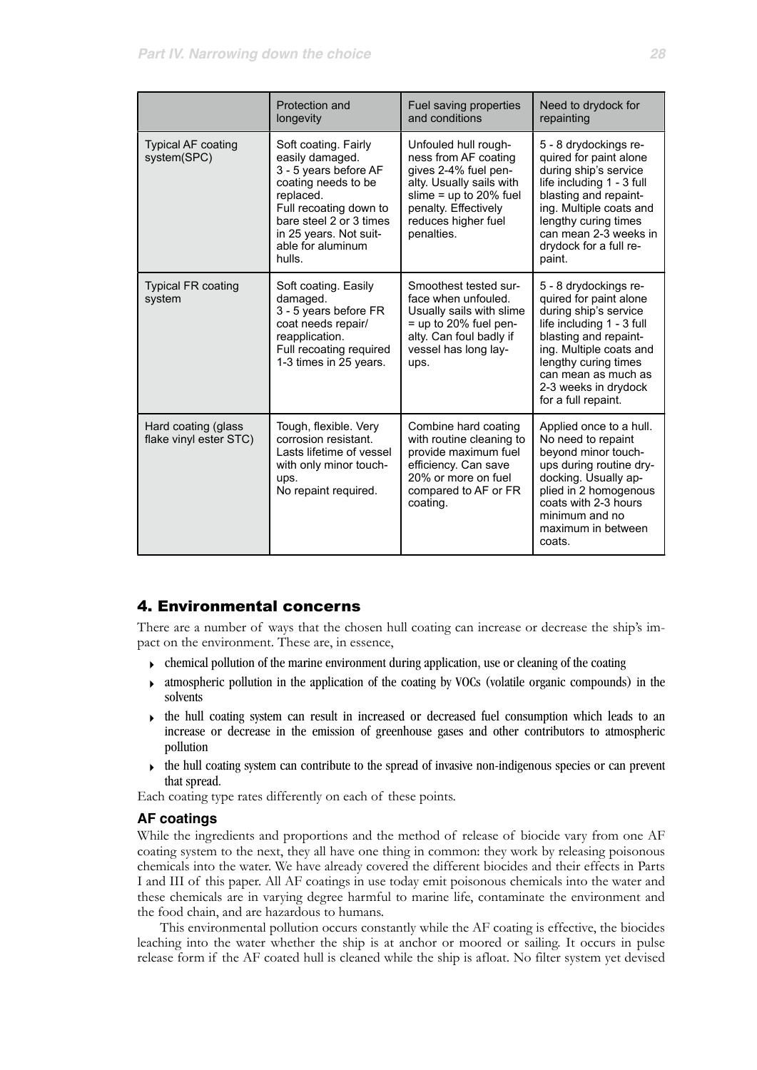| | Protection and longevity | Fuel saving properties and conditions | Need to drydock for repainting |
|---|---|---|---|
| Typical AF coating system(SPC) | Soft coating. Fairly easily damaged. 3 - 5 years before AF coating needs to be replaced. Full recoating down to bare steel 2 or 3 times in 25 years. Not suitable for aluminum hulls. | Unfouled hull roughness from AF coating gives 2-4% fuel penalty. Usually sails with slime = up to 20% fuel penalty. Effectively reduces higher fuel penalties. | 5 - 8 drydockings required for paint alone during ship's service life including 1 - 3 full blasting and repainting. Multiple coats and lengthy curing times can mean 2-3 weeks in drydock for a full repaint. |
| Typical FR coating system | Soft coating. Easily damaged. 3 - 5 years before FR coat needs repair/ reapplication. Full recoating required 1-3 times in 25 years. | Smoothest tested surface when unfouled. Usually sails with slime = up to 20% fuel penalty. Can foul badly if vessel has long layups. | 5 - 8 drydockings required for paint alone during ship's service life including 1 - 3 full blasting and repainting. Multiple coats and lengthy curing times can mean as much as 2-3 weeks in drydock for a full repaint. |
| Hard coating (glass flake vinyl ester STC) | Tough, flexible. Very corrosion resistant. Lasts lifetime of vessel with only minor touch-ups. No repaint required. | Combine hard coating with routine cleaning to provide maximum fuel efficiency. Can save 20% or more on fuel compared to AF or FR coating. | Applied once to a hull. No need to repaint beyond minor touch-ups during routine drydocking. Usually applied in 2 homogenous coats with 2-3 hours minimum and no maximum in between coats. |

## 4. Environmental concerns

There are a number of ways that the chosen hull coating can increase or decrease the ship's impact on the environment. These are, in essence,

- chemical pollution of the marine environment during application, use or cleaning of the coating
- atmospheric pollution in the application of the coating by VOCs (volatile organic compounds) in the solvents
- the hull coating system can result in increased or decreased fuel consumption which leads to an increase or decrease in the emission of greenhouse gases and other contributors to atmospheric pollution
- the hull coating system can contribute to the spread of invasive non-indigenous species or can prevent that spread.

Each coating type rates differently on each of these points.

### AF coatings

While the ingredients and proportions and the method of release of biocide vary from one AF coating system to the next, they all have one thing in common: they work by releasing poisonous chemicals into the water. We have already covered the different biocides and their effects in Parts I and III of this paper. All AF coatings in use today emit poisonous chemicals into the water and these chemicals are in varying degree harmful to marine life, contaminate the environment and the food chain, and are hazardous to humans.

This environmental pollution occurs constantly while the AF coating is effective, the biocides leaching into the water whether the ship is at anchor or moored or sailing. It occurs in pulse release form if the AF coated hull is cleaned while the ship is afloat. No filter system yet devised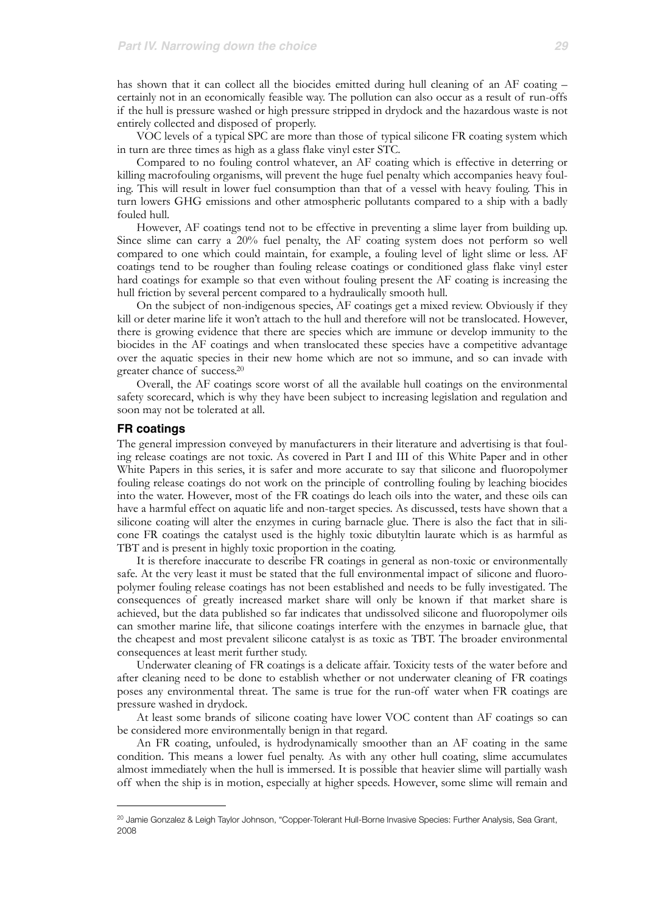has shown that it can collect all the biocides emitted during hull cleaning of an AF coating – certainly not in an economically feasible way. The pollution can also occur as a result of run-offs if the hull is pressure washed or high pressure stripped in drydock and the hazardous waste is not entirely collected and disposed of properly.

VOC levels of a typical SPC are more than those of typical silicone FR coating system which in turn are three times as high as a glass flake vinyl ester STC.

Compared to no fouling control whatever, an AF coating which is effective in deterring or killing macrofouling organisms, will prevent the huge fuel penalty which accompanies heavy fouling. This will result in lower fuel consumption than that of a vessel with heavy fouling. This in turn lowers GHG emissions and other atmospheric pollutants compared to a ship with a badly fouled hull.

However, AF coatings tend not to be effective in preventing a slime layer from building up. Since slime can carry a 20% fuel penalty, the AF coating system does not perform so well compared to one which could maintain, for example, a fouling level of light slime or less. AF coatings tend to be rougher than fouling release coatings or conditioned glass flake vinyl ester hard coatings for example so that even without fouling present the AF coating is increasing the hull friction by several percent compared to a hydraulically smooth hull.

On the subject of non-indigenous species, AF coatings get a mixed review. Obviously if they kill or deter marine life it won't attach to the hull and therefore will not be translocated. However, there is growing evidence that there are species which are immune or develop immunity to the biocides in the AF coatings and when translocated these species have a competitive advantage over the aquatic species in their new home which are not so immune, and so can invade with greater chance of success.[20]

Overall, the AF coatings score worst of all the available hull coatings on the environmental safety scorecard, which is why they have been subject to increasing legislation and regulation and soon may not be tolerated at all.

### FR coatings

The general impression conveyed by manufacturers in their literature and advertising is that fouling release coatings are not toxic. As covered in Part I and III of this White Paper and in other White Papers in this series, it is safer and more accurate to say that silicone and fluoropolymer fouling release coatings do not work on the principle of controlling fouling by leaching biocides into the water. However, most of the FR coatings do leach oils into the water, and these oils can have a harmful effect on aquatic life and non-target species. As discussed, tests have shown that a silicone coating will alter the enzymes in curing barnacle glue. There is also the fact that in silicone FR coatings the catalyst used is the highly toxic dibutyltin laurate which is as harmful as TBT and is present in highly toxic proportion in the coating.

It is therefore inaccurate to describe FR coatings in general as non-toxic or environmentally safe. At the very least it must be stated that the full environmental impact of silicone and fluoropolymer fouling release coatings has not been established and needs to be fully investigated. The consequences of greatly increased market share will only be known if that market share is achieved, but the data published so far indicates that undissolved silicone and fluoropolymer oils can smother marine life, that silicone coatings interfere with the enzymes in barnacle glue, that the cheapest and most prevalent silicone catalyst is as toxic as TBT. The broader environmental consequences at least merit further study.

Underwater cleaning of FR coatings is a delicate affair. Toxicity tests of the water before and after cleaning need to be done to establish whether or not underwater cleaning of FR coatings poses any environmental threat. The same is true for the run-off water when FR coatings are pressure washed in drydock.

At least some brands of silicone coating have lower VOC content than AF coatings so can be considered more environmentally benign in that regard.

An FR coating, unfouled, is hydrodynamically smoother than an AF coating in the same condition. This means a lower fuel penalty. As with any other hull coating, slime accumulates almost immediately when the hull is immersed. It is possible that heavier slime will partially wash off when the ship is in motion, especially at higher speeds. However, some slime will remain and

---

[20] Jamie Gonzalez & Leigh Taylor Johnson, "Copper-Tolerant Hull-Borne Invasive Species: Further Analysis, Sea Grant, 2008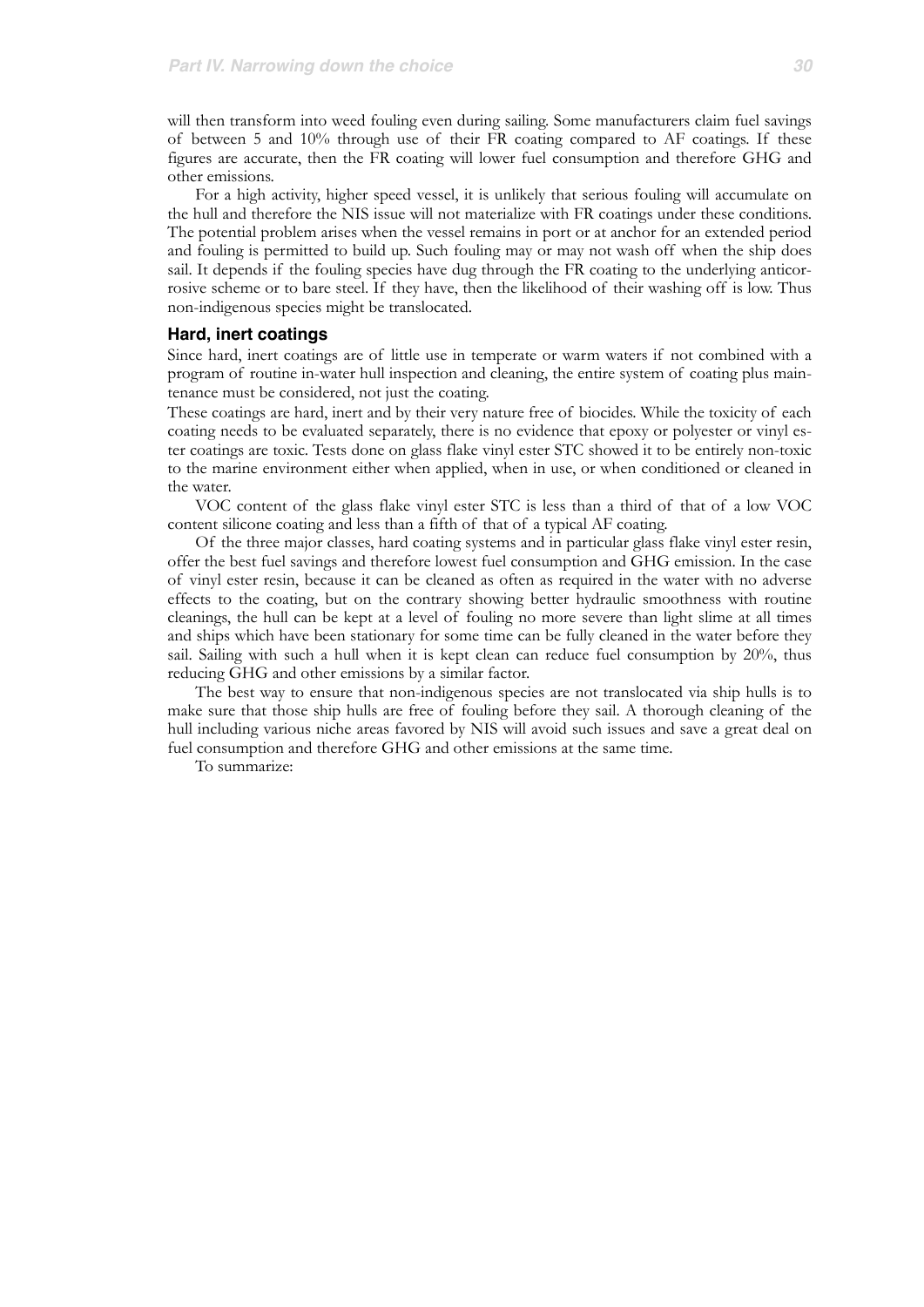will then transform into weed fouling even during sailing. Some manufacturers claim fuel savings of between 5 and 10% through use of their FR coating compared to AF coatings. If these figures are accurate, then the FR coating will lower fuel consumption and therefore GHG and other emissions.

For a high activity, higher speed vessel, it is unlikely that serious fouling will accumulate on the hull and therefore the NIS issue will not materialize with FR coatings under these conditions. The potential problem arises when the vessel remains in port or at anchor for an extended period and fouling is permitted to build up. Such fouling may or may not wash off when the ship does sail. It depends if the fouling species have dug through the FR coating to the underlying anticorrosive scheme or to bare steel. If they have, then the likelihood of their washing off is low. Thus non-indigenous species might be translocated.

### Hard, inert coatings

Since hard, inert coatings are of little use in temperate or warm waters if not combined with a program of routine in-water hull inspection and cleaning, the entire system of coating plus maintenance must be considered, not just the coating.

These coatings are hard, inert and by their very nature free of biocides. While the toxicity of each coating needs to be evaluated separately, there is no evidence that epoxy or polyester or vinyl ester coatings are toxic. Tests done on glass flake vinyl ester STC showed it to be entirely non-toxic to the marine environment either when applied, when in use, or when conditioned or cleaned in the water.

VOC content of the glass flake vinyl ester STC is less than a third of that of a low VOC content silicone coating and less than a fifth of that of a typical AF coating.

Of the three major classes, hard coating systems and in particular glass flake vinyl ester resin, offer the best fuel savings and therefore lowest fuel consumption and GHG emission. In the case of vinyl ester resin, because it can be cleaned as often as required in the water with no adverse effects to the coating, but on the contrary showing better hydraulic smoothness with routine cleanings, the hull can be kept at a level of fouling no more severe than light slime at all times and ships which have been stationary for some time can be fully cleaned in the water before they sail. Sailing with such a hull when it is kept clean can reduce fuel consumption by 20%, thus reducing GHG and other emissions by a similar factor.

The best way to ensure that non-indigenous species are not translocated via ship hulls is to make sure that those ship hulls are free of fouling before they sail. A thorough cleaning of the hull including various niche areas favored by NIS will avoid such issues and save a great deal on fuel consumption and therefore GHG and other emissions at the same time.

To summarize: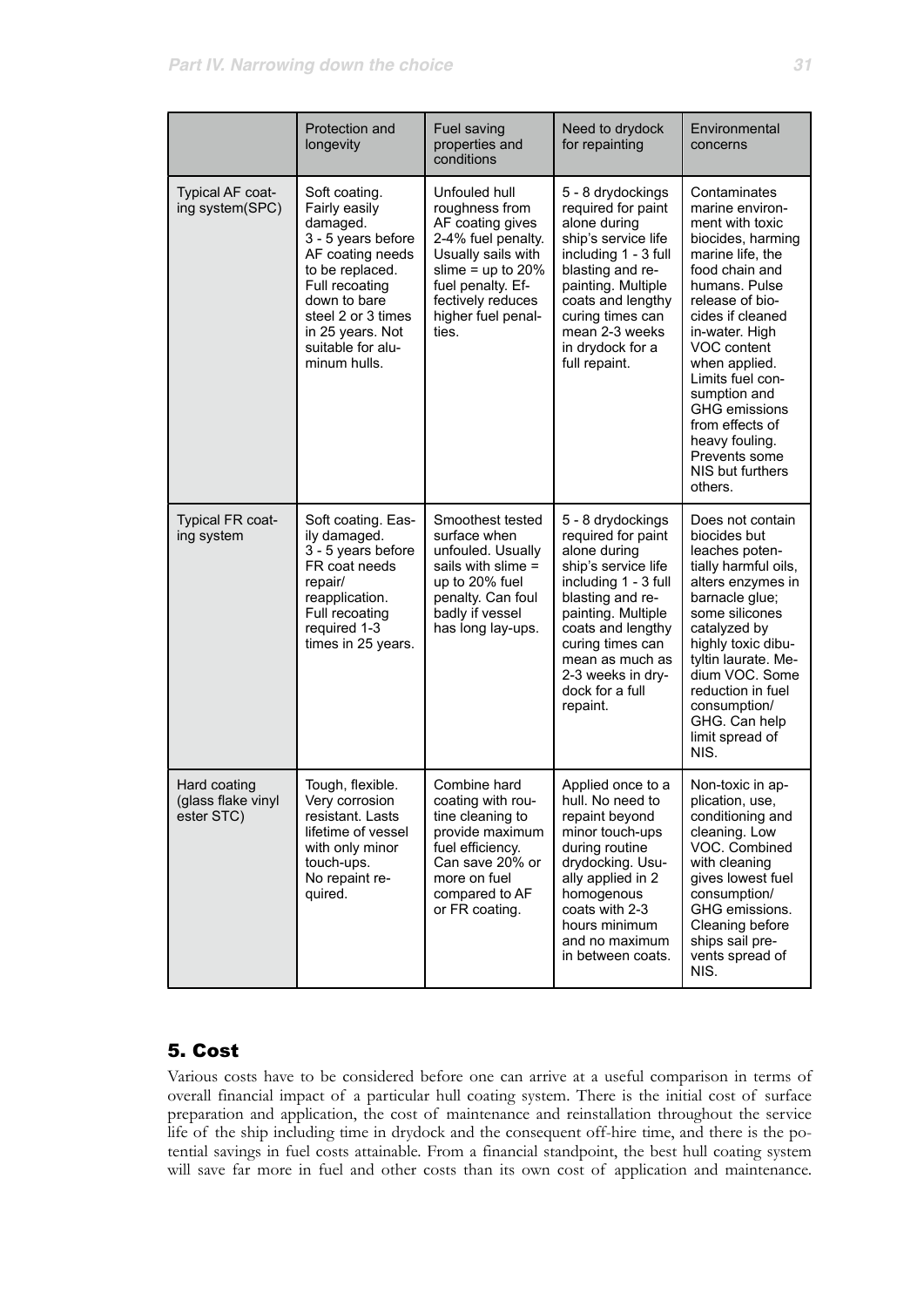| | Protection and longevity | Fuel saving properties and conditions | Need to drydock for repainting | Environmental concerns |
|---|---|---|---|---|
| Typical AF coating system(SPC) | Soft coating. Fairly easily damaged. 3 - 5 years before AF coating needs to be replaced. Full recoating down to bare steel 2 or 3 times in 25 years. Not suitable for aluminum hulls. | Unfouled hull roughness from AF coating gives 2-4% fuel penalty. Usually sails with slime = up to 20% fuel penalty. Effectively reduces higher fuel penalties. | 5 - 8 drydockings required for paint alone during ship's service life including 1 - 3 full blasting and repainting. Multiple coats and lengthy curing times can mean 2-3 weeks in drydock for a full repaint. | Contaminates marine environment with toxic biocides, harming marine life, the food chain and humans. Pulse release of biocides if cleaned in-water. High VOC content when applied. Limits fuel consumption and GHG emissions from effects of heavy fouling. Prevents some NIS but furthers others. |
| Typical FR coating system | Soft coating. Easily damaged. 3 - 5 years before FR coat needs repair/ reapplication. Full recoating required 1-3 times in 25 years. | Smoothest tested surface when unfouled. Usually sails with slime = up to 20% fuel penalty. Can foul badly if vessel has long lay-ups. | 5 - 8 drydockings required for paint alone during ship's service life including 1 - 3 full blasting and repainting. Multiple coats and lengthy curing times can mean as much as 2-3 weeks in drydock for a full repaint. | Does not contain biocides but leaches potentially harmful oils, alters enzymes in barnacle glue; some silicones catalyzed by highly toxic dibutyltin laurate. Medium VOC. Some reduction in fuel consumption/ GHG. Can help limit spread of NIS. |
| Hard coating (glass flake vinyl ester STC) | Tough, flexible. Very corrosion resistant. Lasts lifetime of vessel with only minor touch-ups. No repaint required. | Combine hard coating with routine cleaning to provide maximum fuel efficiency. Can save 20% or more on fuel compared to AF or FR coating. | Applied once to a hull. No need to repaint beyond minor touch-ups during routine drydocking. Usually applied in 2 homogenous coats with 2-3 hours minimum and no maximum in between coats. | Non-toxic in application, use, conditioning and cleaning. Low VOC. Combined with cleaning gives lowest fuel consumption/ GHG emissions. Cleaning before ships sail prevents spread of NIS. |

## 5. Cost

Various costs have to be considered before one can arrive at a useful comparison in terms of overall financial impact of a particular hull coating system. There is the initial cost of surface preparation and application, the cost of maintenance and reinstallation throughout the service life of the ship including time in drydock and the consequent off-hire time, and there is the potential savings in fuel costs attainable. From a financial standpoint, the best hull coating system will save far more in fuel and other costs than its own cost of application and maintenance.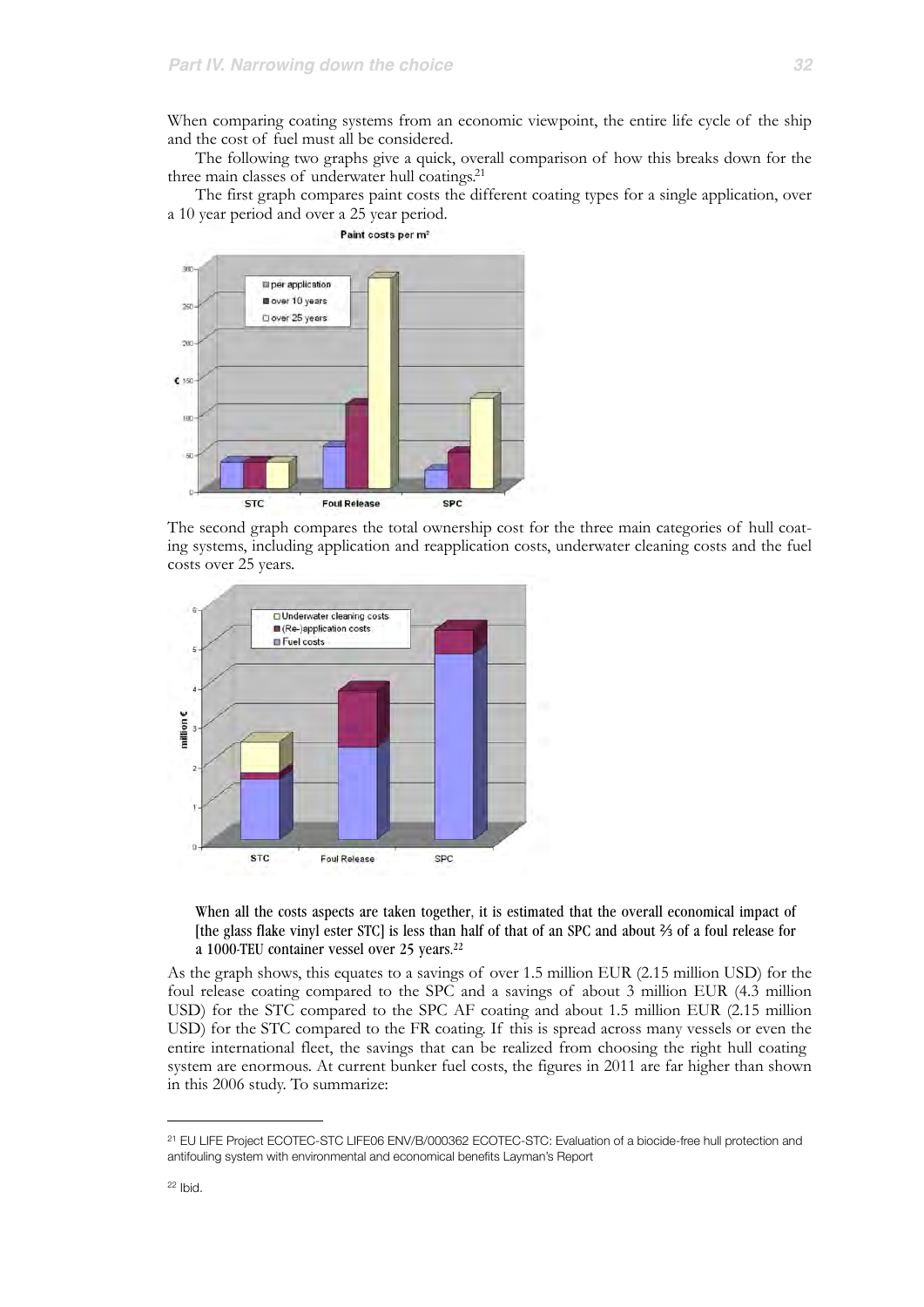When comparing coating systems from an economic viewpoint, the entire life cycle of the ship and the cost of fuel must all be considered.

The following two graphs give a quick, overall comparison of how this breaks down for the three main classes of underwater hull coatings.[21]

The first graph compares paint costs the different coating types for a single application, over a 10 year period and over a 25 year period.

The second graph compares the total ownership cost for the three main categories of hull coating systems, including application and reapplication costs, underwater cleaning costs and the fuel costs over 25 years.

> When all the costs aspects are taken together, it is estimated that the overall economical impact of [the glass flake vinyl ester STC] is less than half of that of an SPC and about ⅔ of a foul release for a 1000-TEU container vessel over 25 years.[22]

As the graph shows, this equates to a savings of over 1.5 million EUR (2.15 million USD) for the foul release coating compared to the SPC and a savings of about 3 million EUR (4.3 million USD) for the STC compared to the SPC AF coating and about 1.5 million EUR (2.15 million USD) for the STC compared to the FR coating. If this is spread across many vessels or even the entire international fleet, the savings that can be realized from choosing the right hull coating system are enormous. At current bunker fuel costs, the figures in 2011 are far higher than shown in this 2006 study. To summarize:

---

[21] EU LIFE Project ECOTEC-STC LIFE06 ENV/B/000362 ECOTEC-STC: Evaluation of a biocide-free hull protection and antifouling system with environmental and economical benefits Layman's Report

[22] Ibid.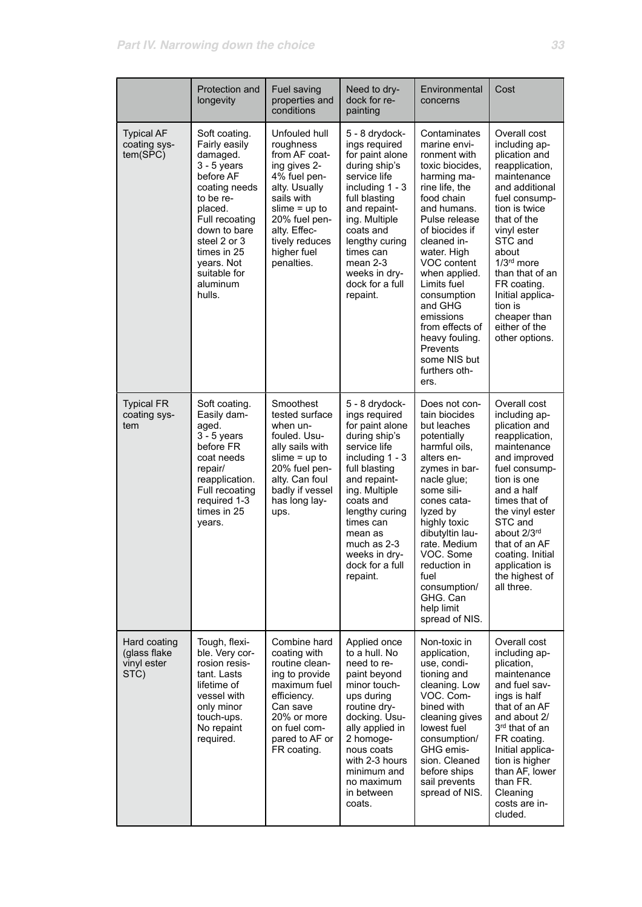| | Protection and longevity | Fuel saving properties and conditions | Need to dry-dock for re-painting | Environmental concerns | Cost |
|---|---|---|---|---|---|
| Typical AF coating system(SPC) | Soft coating. Fairly easily damaged. 3 - 5 years before AF coating needs to be replaced. Full recoating down to bare steel 2 or 3 times in 25 years. Not suitable for aluminum hulls. | Unfouled hull roughness from AF coating gives 2-4% fuel penalty. Usually sails with slime = up to 20% fuel penalty. Effectively reduces higher fuel penalties. | 5 - 8 drydockings required for paint alone during ship's service life including 1 - 3 full blasting and repainting. Multiple coats and lengthy curing times can mean 2-3 weeks in drydock for a full repaint. | Contaminates marine environment with toxic biocides, harming marine life, the food chain and humans. Pulse release of biocides if cleaned in-water. High VOC content when applied. Limits fuel consumption and GHG emissions from effects of heavy fouling. Prevents some NIS but furthers others. | Overall cost including application and reapplication, maintenance and additional fuel consumption is twice that of the vinyl ester STC and about 1/3rd more than that of an FR coating. Initial application is cheaper than either of the other options. |
| Typical FR coating system | Soft coating. Easily damaged. 3 - 5 years before FR coat needs repair/ reapplication. Full recoating required 1-3 times in 25 years. | Smoothest tested surface when unfouled. Usually sails with slime = up to 20% fuel penalty. Can foul badly if vessel has long layups. | 5 - 8 drydockings required for paint alone during ship's service life including 1 - 3 full blasting and repainting. Multiple coats and lengthy curing times can mean as much as 2-3 weeks in drydock for a full repaint. | Does not contain biocides but leaches potentially harmful oils, alters enzymes in barnacle glue; some silicones catalyzed by highly toxic dibutyltin laurate. Medium VOC. Some reduction in fuel consumption/ GHG. Can help limit spread of NIS. | Overall cost including application and reapplication, maintenance and improved fuel consumption is one and a half times that of the vinyl ester STC and about 2/3rd that of an AF coating. Initial application is the highest of all three. |
| Hard coating (glass flake vinyl ester STC) | Tough, flexible. Very corrosion resistant. Lasts lifetime of vessel with only minor touch-ups. No repaint required. | Combine hard coating with routine cleaning to provide maximum fuel efficiency. Can save 20% or more on fuel compared to AF or FR coating. | Applied once to a hull. No need to repaint beyond minor touch-ups during routine drydocking. Usually applied in 2 homogenous coats with 2-3 hours minimum and no maximum in between coats. | Non-toxic in application, use, conditioning and cleaning. Low VOC. Combined with cleaning gives lowest fuel consumption/ GHG emission. Cleaned before ships sail prevents spread of NIS. | Overall cost including application, maintenance and fuel savings is half that of an AF and about 2/3rd that of an FR coating. Initial application is higher than AF, lower than FR. Cleaning costs are included. |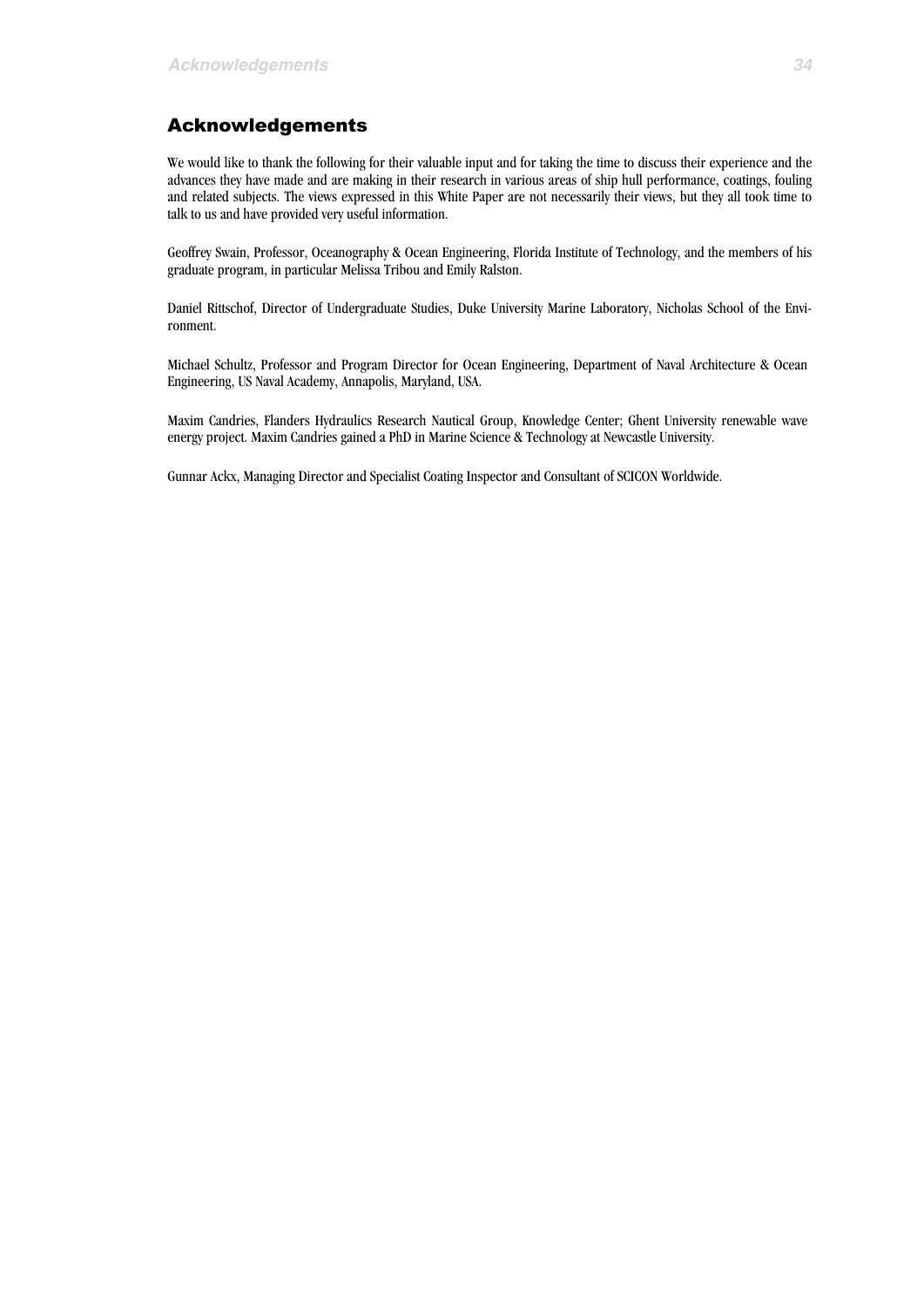## Acknowledgements

We would like to thank the following for their valuable input and for taking the time to discuss their experience and the advances they have made and are making in their research in various areas of ship hull performance, coatings, fouling and related subjects. The views expressed in this White Paper are not necessarily their views, but they all took time to talk to us and have provided very useful information.

Geoffrey Swain, Professor, Oceanography & Ocean Engineering, Florida Institute of Technology, and the members of his graduate program, in particular Melissa Tribou and Emily Ralston.

Daniel Rittschof, Director of Undergraduate Studies, Duke University Marine Laboratory, Nicholas School of the Environment.

Michael Schultz, Professor and Program Director for Ocean Engineering, Department of Naval Architecture & Ocean Engineering, US Naval Academy, Annapolis, Maryland, USA.

Maxim Candries, Flanders Hydraulics Research Nautical Group, Knowledge Center; Ghent University renewable wave energy project. Maxim Candries gained a PhD in Marine Science & Technology at Newcastle University.

Gunnar Ackx, Managing Director and Specialist Coating Inspector and Consultant of SCICON Worldwide.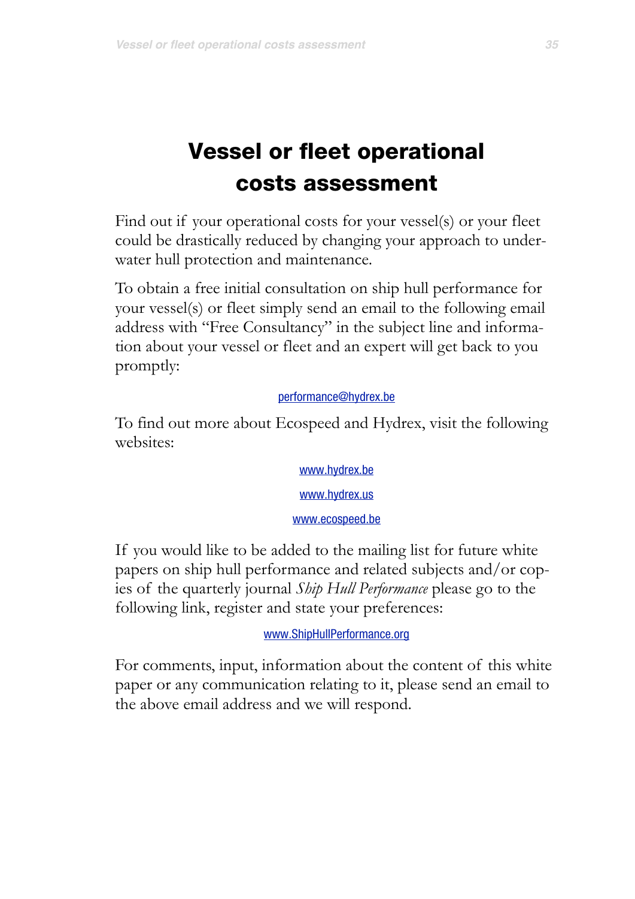# Vessel or fleet operational costs assessment

Find out if your operational costs for your vessel(s) or your fleet could be drastically reduced by changing your approach to underwater hull protection and maintenance.

To obtain a free initial consultation on ship hull performance for your vessel(s) or fleet simply send an email to the following email address with "Free Consultancy" in the subject line and information about your vessel or fleet and an expert will get back to you promptly:

performance@hydrex.be

To find out more about Ecospeed and Hydrex, visit the following websites:

www.hydrex.be

www.hydrex.us

www.ecospeed.be

If you would like to be added to the mailing list for future white papers on ship hull performance and related subjects and/or copies of the quarterly journal *Ship Hull Performance* please go to the following link, register and state your preferences:

www.ShipHullPerformance.org

For comments, input, information about the content of this white paper or any communication relating to it, please send an email to the above email address and we will respond.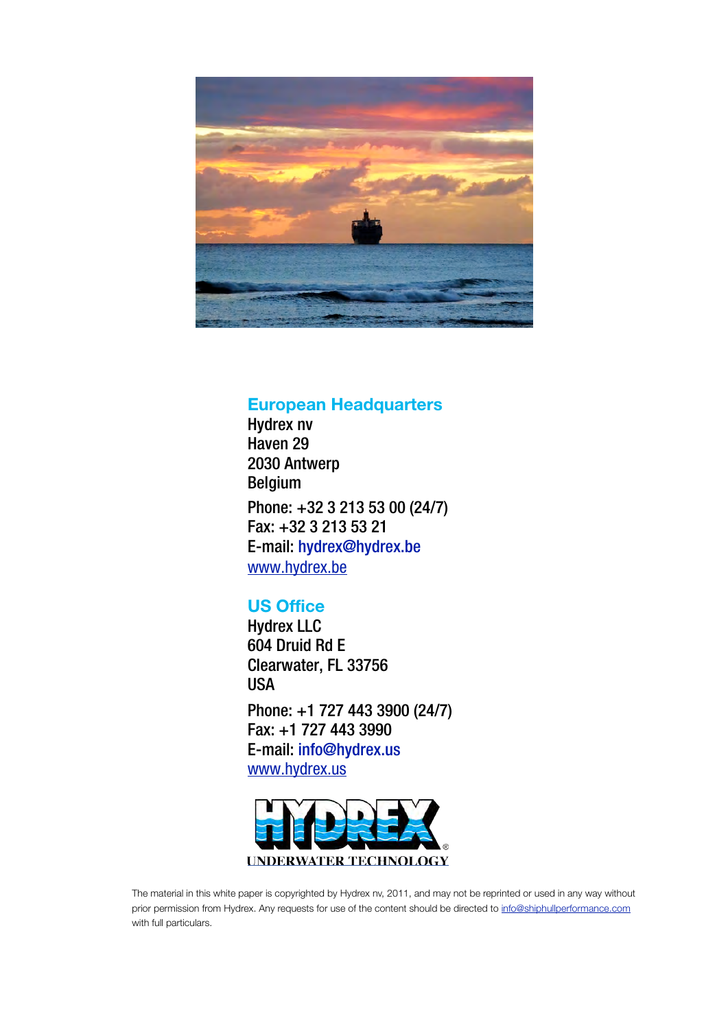## European Headquarters

Hydrex nv
Haven 29
2030 Antwerp
Belgium

Phone: +32 3 213 53 00 (24/7)
Fax: +32 3 213 53 21
E-mail: hydrex@hydrex.be
www.hydrex.be

## US Office

Hydrex LLC
604 Druid Rd E
Clearwater, FL 33756
USA

Phone: +1 727 443 3900 (24/7)
Fax: +1 727 443 3990
E-mail: info@hydrex.us
www.hydrex.us

HYDREX®
UNDERWATER TECHNOLOGY

The material in this white paper is copyrighted by Hydrex nv, 2011, and may not be reprinted or used in any way without prior permission from Hydrex. Any requests for use of the content should be directed to info@shiphullperformance.com with full particulars.